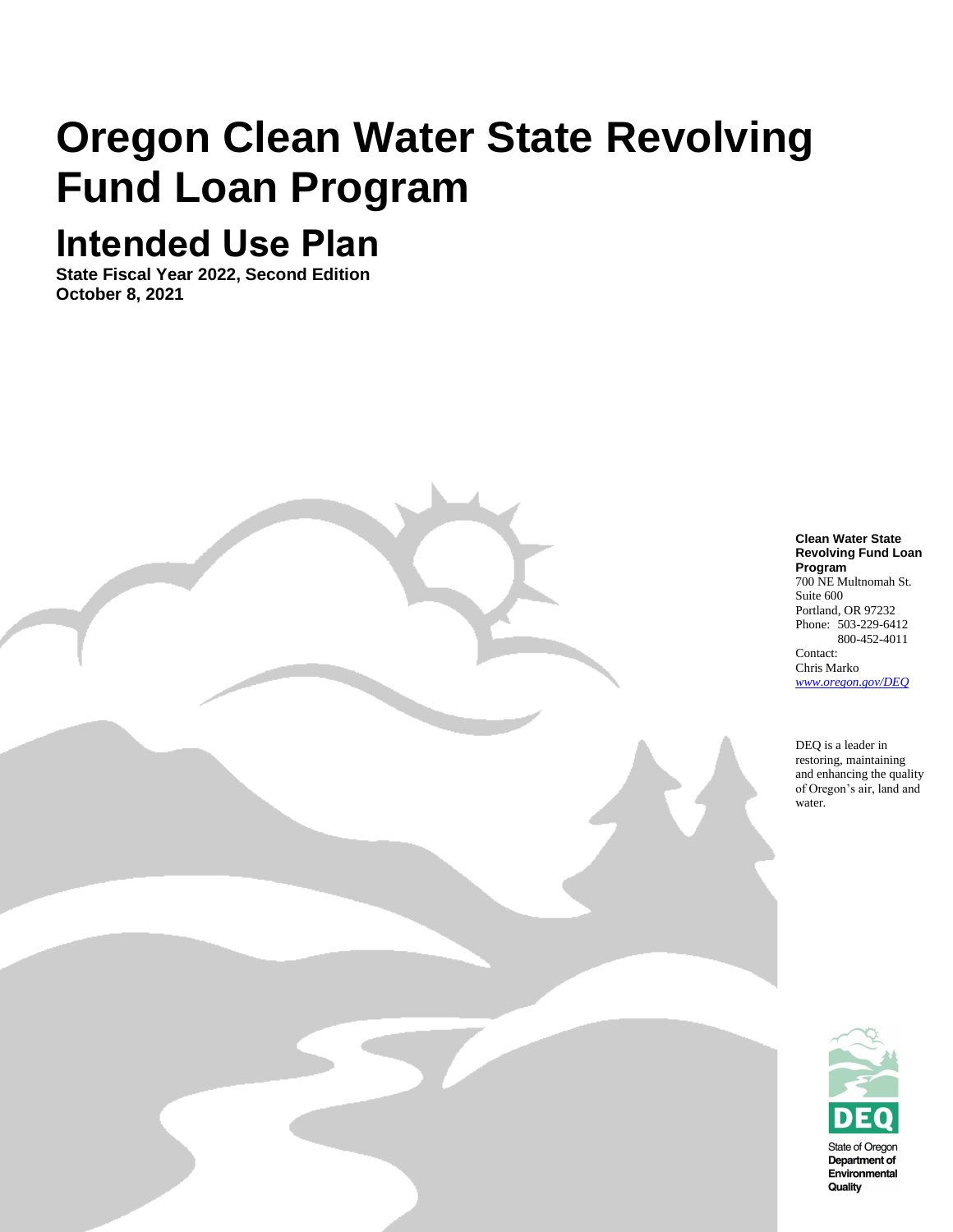# Oregon Clean Water State Revolving Fund Loan Program

## Intended Use Plan

**State Fiscal Year 2022, Second Edition**
**October 8, 2021**

**Clean Water State Revolving Fund Loan Program**
700 NE Multnomah St.
Suite 600
Portland, OR 97232
Phone: 503-229-6412
800-452-4011
Contact:
Chris Marko
*www.oregon.gov/DEQ*

DEQ is a leader in restoring, maintaining and enhancing the quality of Oregon's air, land and water.

State of Oregon
**Department of Environmental Quality**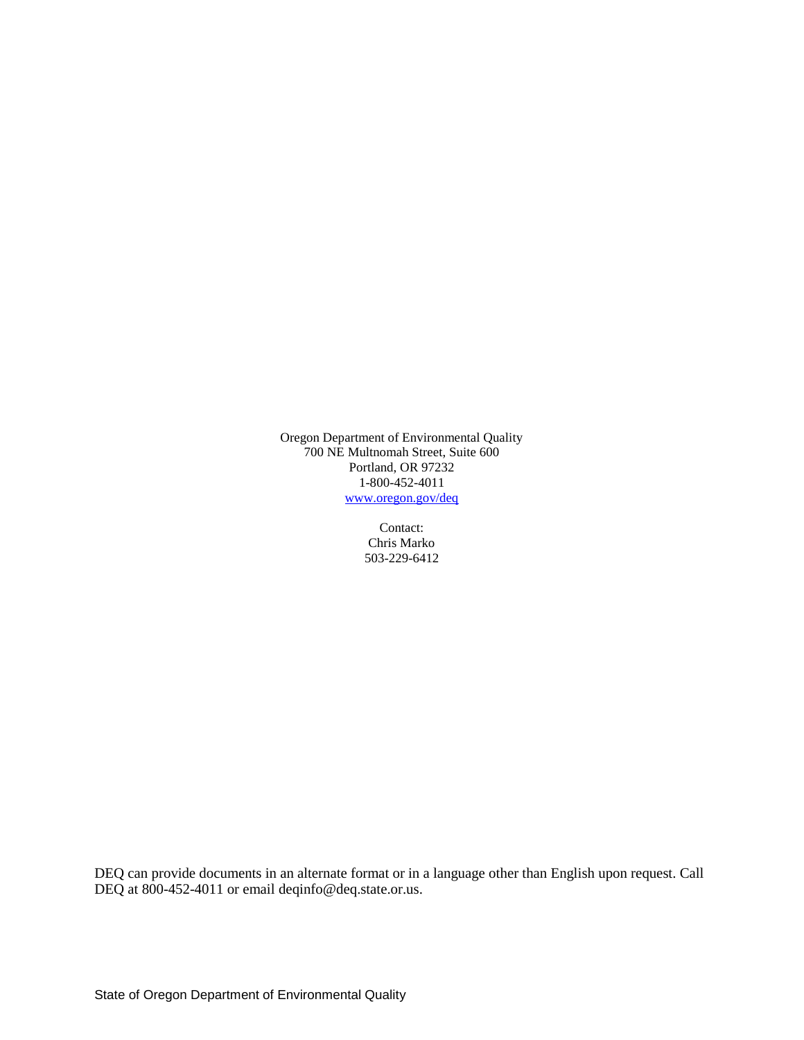Oregon Department of Environmental Quality
700 NE Multnomah Street, Suite 600
Portland, OR 97232
1-800-452-4011
[www.oregon.gov/deq](http://www.oregon.gov/deq)

Contact:
Chris Marko
503-229-6412

DEQ can provide documents in an alternate format or in a language other than English upon request. Call DEQ at 800-452-4011 or email deqinfo@deq.state.or.us.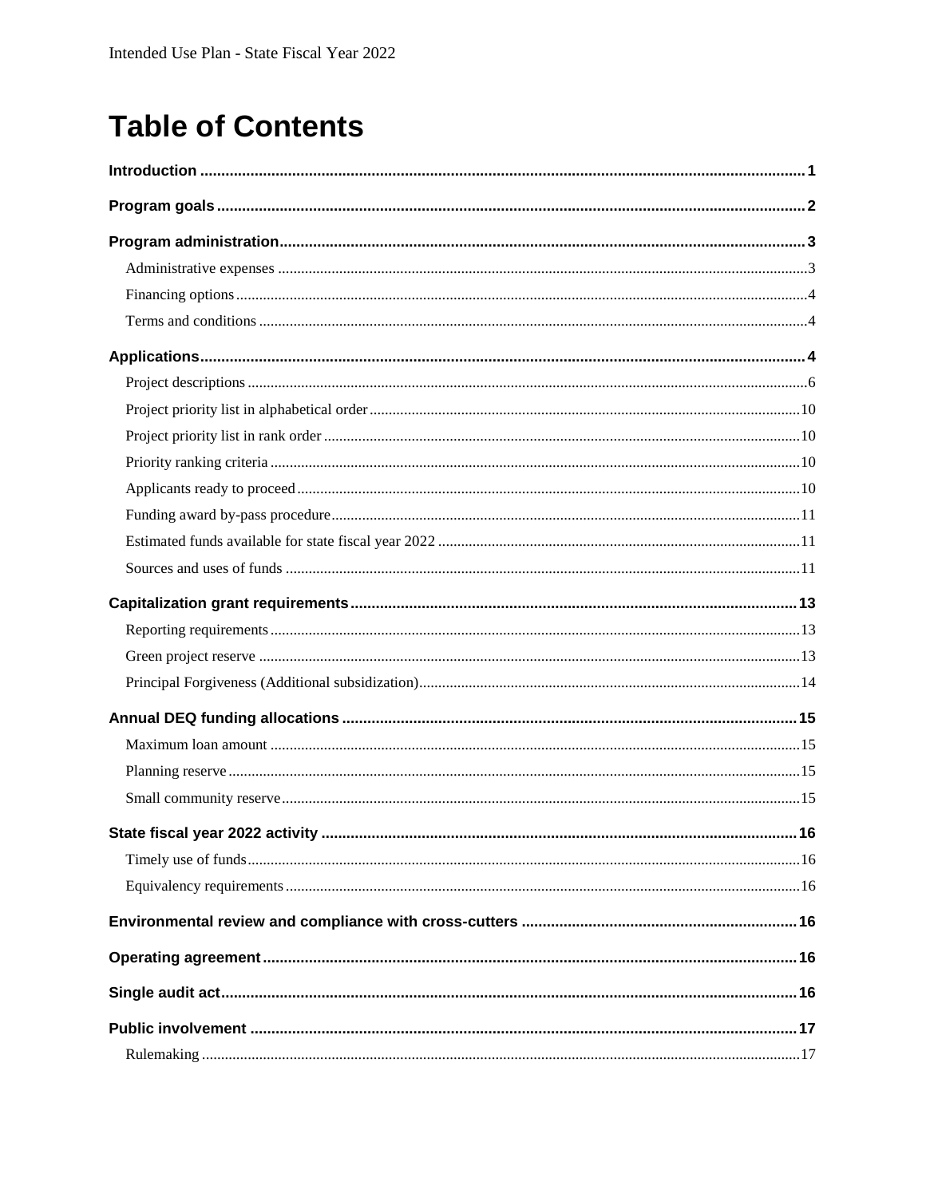# Table of Contents

**Introduction** ..... **1**

**Program goals** ..... **2**

**Program administration** ..... **3**

- Administrative expenses ..... 3
- Financing options ..... 4
- Terms and conditions ..... 4

**Applications** ..... **4**

- Project descriptions ..... 6
- Project priority list in alphabetical order ..... 10
- Project priority list in rank order ..... 10
- Priority ranking criteria ..... 10
- Applicants ready to proceed ..... 10
- Funding award by-pass procedure ..... 11
- Estimated funds available for state fiscal year 2022 ..... 11
- Sources and uses of funds ..... 11

**Capitalization grant requirements** ..... **13**

- Reporting requirements ..... 13
- Green project reserve ..... 13
- Principal Forgiveness (Additional subsidization) ..... 14

**Annual DEQ funding allocations** ..... **15**

- Maximum loan amount ..... 15
- Planning reserve ..... 15
- Small community reserve ..... 15

**State fiscal year 2022 activity** ..... **16**

- Timely use of funds ..... 16
- Equivalency requirements ..... 16

**Environmental review and compliance with cross-cutters** ..... **16**

**Operating agreement** ..... **16**

**Single audit act** ..... **16**

**Public involvement** ..... **17**

- Rulemaking ..... 17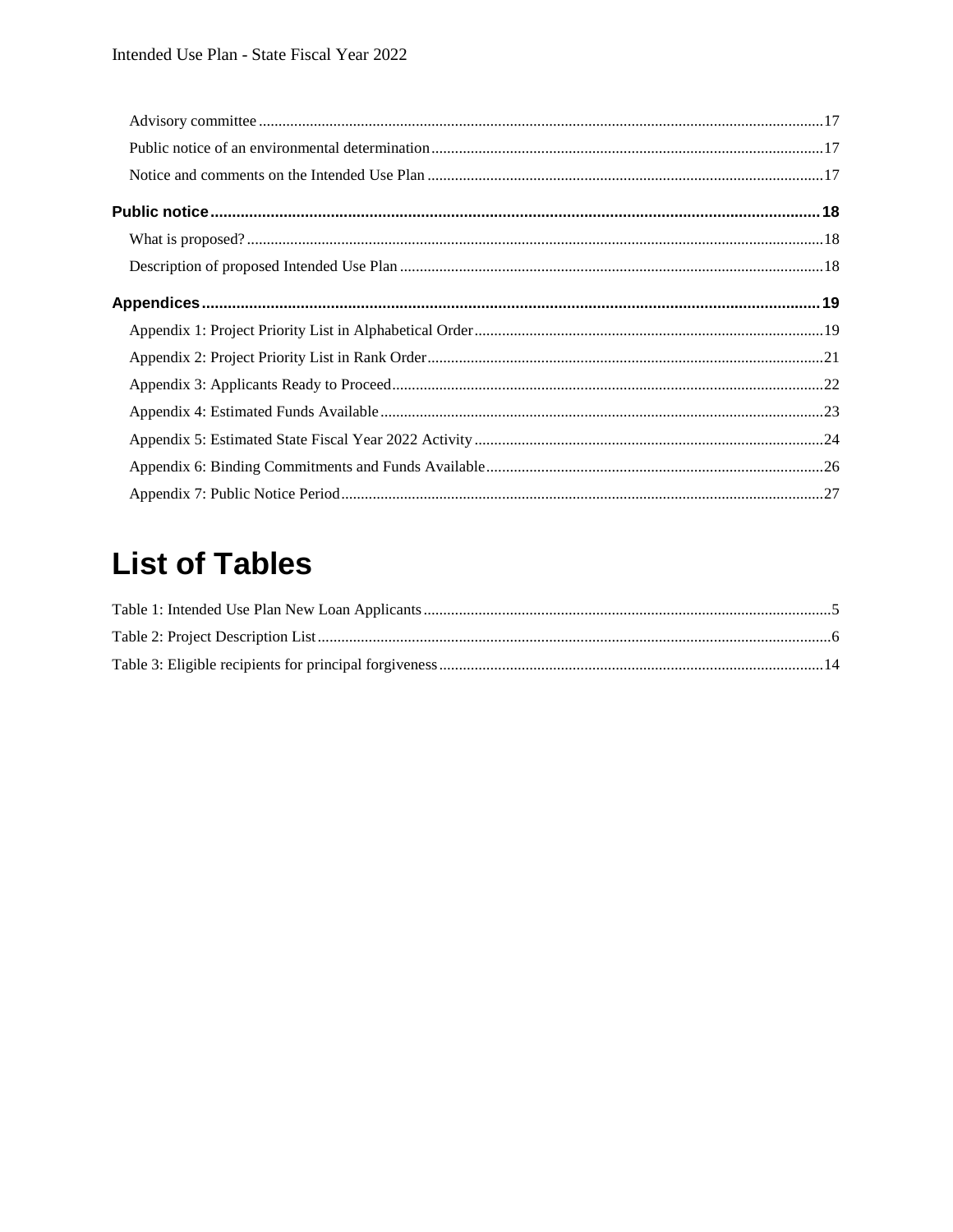Advisory committee ....................................................................................................................................17

Public notice of an environmental determination..................................................................................................17

Notice and comments on the Intended Use Plan ....................................................................................................17

**Public notice**..............................................................................................................................................18

What is proposed? ........................................................................................................................................18

Description of proposed Intended Use Plan ...........................................................................................................18

**Appendices**...............................................................................................................................................19

Appendix 1: Project Priority List in Alphabetical Order........................................................................................19

Appendix 2: Project Priority List in Rank Order....................................................................................................21

Appendix 3: Applicants Ready to Proceed.............................................................................................................22

Appendix 4: Estimated Funds Available................................................................................................................23

Appendix 5: Estimated State Fiscal Year 2022 Activity........................................................................................24

Appendix 6: Binding Commitments and Funds Available......................................................................................26

Appendix 7: Public Notice Period..........................................................................................................................27

# List of Tables

Table 1: Intended Use Plan New Loan Applicants.......................................................................................................5

Table 2: Project Description List..................................................................................................................................6

Table 3: Eligible recipients for principal forgiveness.................................................................................................14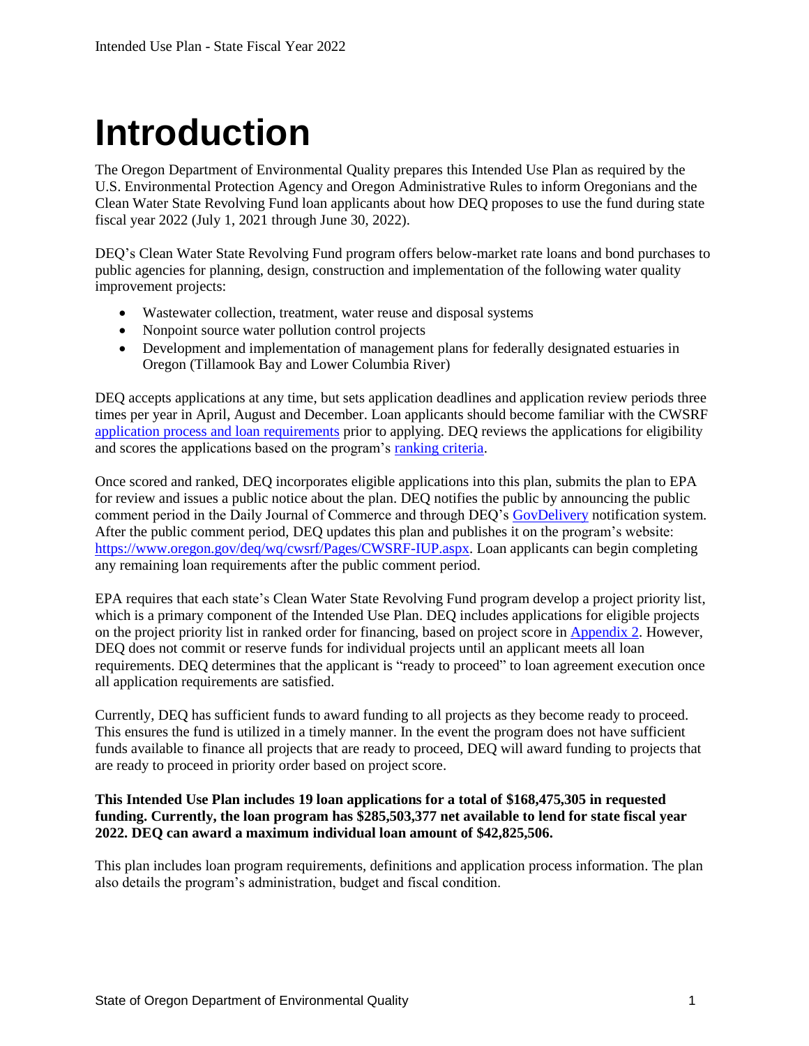# Introduction

The Oregon Department of Environmental Quality prepares this Intended Use Plan as required by the U.S. Environmental Protection Agency and Oregon Administrative Rules to inform Oregonians and the Clean Water State Revolving Fund loan applicants about how DEQ proposes to use the fund during state fiscal year 2022 (July 1, 2021 through June 30, 2022).

DEQ's Clean Water State Revolving Fund program offers below-market rate loans and bond purchases to public agencies for planning, design, construction and implementation of the following water quality improvement projects:

- Wastewater collection, treatment, water reuse and disposal systems
- Nonpoint source water pollution control projects
- Development and implementation of management plans for federally designated estuaries in Oregon (Tillamook Bay and Lower Columbia River)

DEQ accepts applications at any time, but sets application deadlines and application review periods three times per year in April, August and December. Loan applicants should become familiar with the CWSRF application process and loan requirements prior to applying. DEQ reviews the applications for eligibility and scores the applications based on the program's ranking criteria.

Once scored and ranked, DEQ incorporates eligible applications into this plan, submits the plan to EPA for review and issues a public notice about the plan. DEQ notifies the public by announcing the public comment period in the Daily Journal of Commerce and through DEQ's GovDelivery notification system. After the public comment period, DEQ updates this plan and publishes it on the program's website: https://www.oregon.gov/deq/wq/cwsrf/Pages/CWSRF-IUP.aspx. Loan applicants can begin completing any remaining loan requirements after the public comment period.

EPA requires that each state's Clean Water State Revolving Fund program develop a project priority list, which is a primary component of the Intended Use Plan. DEQ includes applications for eligible projects on the project priority list in ranked order for financing, based on project score in Appendix 2. However, DEQ does not commit or reserve funds for individual projects until an applicant meets all loan requirements. DEQ determines that the applicant is "ready to proceed" to loan agreement execution once all application requirements are satisfied.

Currently, DEQ has sufficient funds to award funding to all projects as they become ready to proceed. This ensures the fund is utilized in a timely manner. In the event the program does not have sufficient funds available to finance all projects that are ready to proceed, DEQ will award funding to projects that are ready to proceed in priority order based on project score.

**This Intended Use Plan includes 19 loan applications for a total of $168,475,305 in requested funding. Currently, the loan program has $285,503,377 net available to lend for state fiscal year 2022. DEQ can award a maximum individual loan amount of $42,825,506.**

This plan includes loan program requirements, definitions and application process information. The plan also details the program's administration, budget and fiscal condition.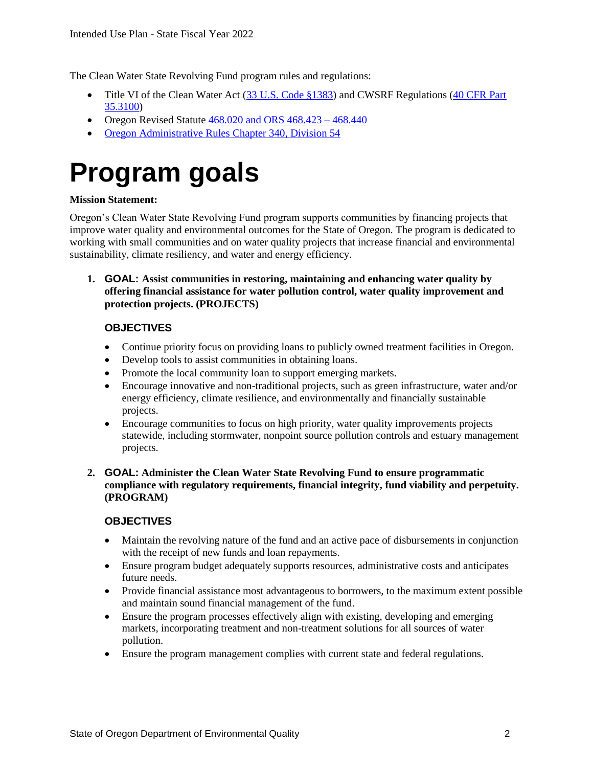The Clean Water State Revolving Fund program rules and regulations:

- Title VI of the Clean Water Act (33 U.S. Code §1383) and CWSRF Regulations (40 CFR Part 35.3100)
- Oregon Revised Statute 468.020 and ORS 468.423 – 468.440
- Oregon Administrative Rules Chapter 340, Division 54

# Program goals

**Mission Statement:**

Oregon's Clean Water State Revolving Fund program supports communities by financing projects that improve water quality and environmental outcomes for the State of Oregon. The program is dedicated to working with small communities and on water quality projects that increase financial and environmental sustainability, climate resiliency, and water and energy efficiency.

1. **GOAL: Assist communities in restoring, maintaining and enhancing water quality by offering financial assistance for water pollution control, water quality improvement and protection projects. (PROJECTS)**

   **OBJECTIVES**

   - Continue priority focus on providing loans to publicly owned treatment facilities in Oregon.
   - Develop tools to assist communities in obtaining loans.
   - Promote the local community loan to support emerging markets.
   - Encourage innovative and non-traditional projects, such as green infrastructure, water and/or energy efficiency, climate resilience, and environmentally and financially sustainable projects.
   - Encourage communities to focus on high priority, water quality improvements projects statewide, including stormwater, nonpoint source pollution controls and estuary management projects.

2. **GOAL: Administer the Clean Water State Revolving Fund to ensure programmatic compliance with regulatory requirements, financial integrity, fund viability and perpetuity. (PROGRAM)**

   **OBJECTIVES**

   - Maintain the revolving nature of the fund and an active pace of disbursements in conjunction with the receipt of new funds and loan repayments.
   - Ensure program budget adequately supports resources, administrative costs and anticipates future needs.
   - Provide financial assistance most advantageous to borrowers, to the maximum extent possible and maintain sound financial management of the fund.
   - Ensure the program processes effectively align with existing, developing and emerging markets, incorporating treatment and non-treatment solutions for all sources of water pollution.
   - Ensure the program management complies with current state and federal regulations.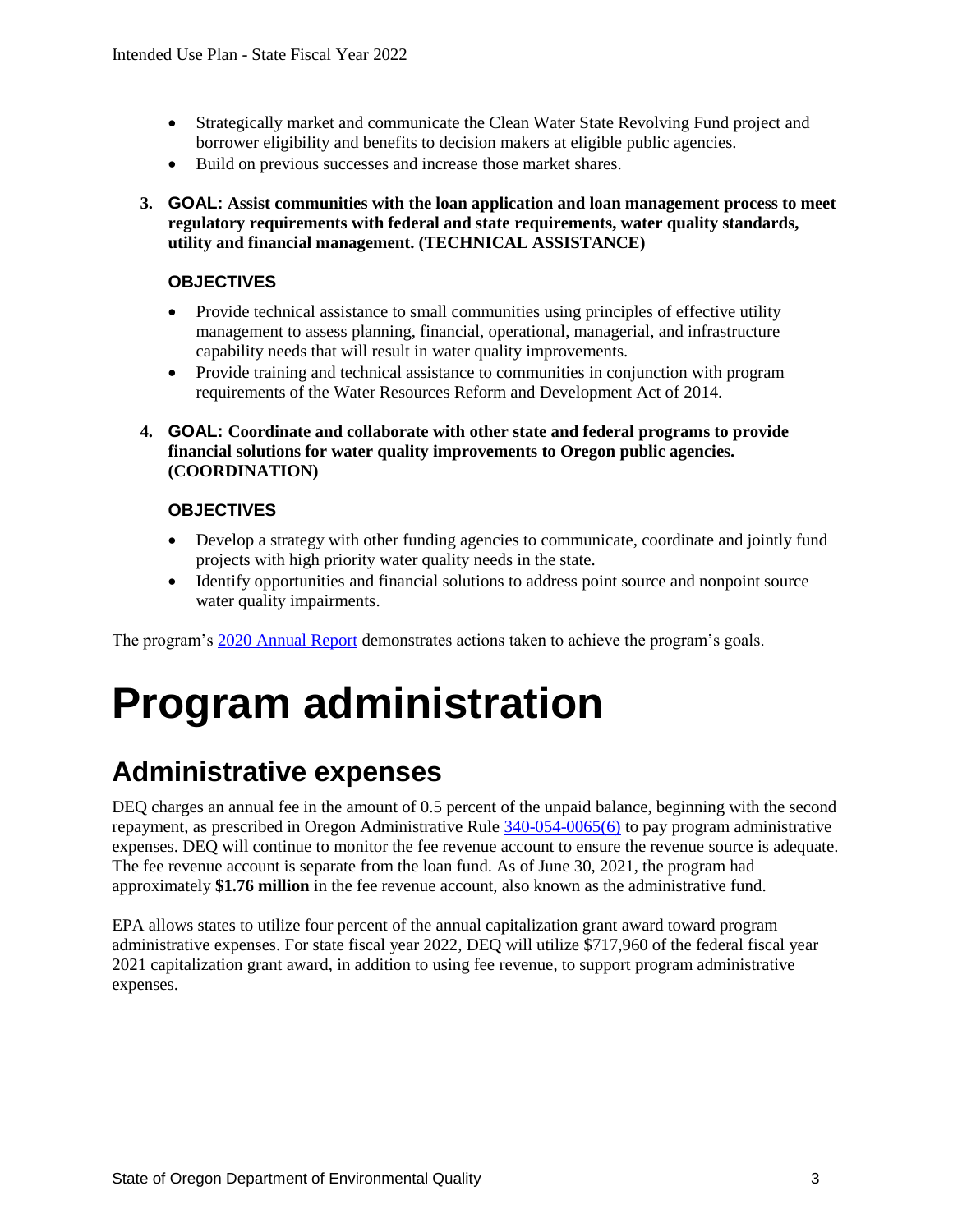- Strategically market and communicate the Clean Water State Revolving Fund project and borrower eligibility and benefits to decision makers at eligible public agencies.
- Build on previous successes and increase those market shares.

3. **GOAL: Assist communities with the loan application and loan management process to meet regulatory requirements with federal and state requirements, water quality standards, utility and financial management. (TECHNICAL ASSISTANCE)**

   **OBJECTIVES**

   - Provide technical assistance to small communities using principles of effective utility management to assess planning, financial, operational, managerial, and infrastructure capability needs that will result in water quality improvements.
   - Provide training and technical assistance to communities in conjunction with program requirements of the Water Resources Reform and Development Act of 2014.

4. **GOAL: Coordinate and collaborate with other state and federal programs to provide financial solutions for water quality improvements to Oregon public agencies. (COORDINATION)**

   **OBJECTIVES**

   - Develop a strategy with other funding agencies to communicate, coordinate and jointly fund projects with high priority water quality needs in the state.
   - Identify opportunities and financial solutions to address point source and nonpoint source water quality impairments.

The program's 2020 Annual Report demonstrates actions taken to achieve the program's goals.

# Program administration

## Administrative expenses

DEQ charges an annual fee in the amount of 0.5 percent of the unpaid balance, beginning with the second repayment, as prescribed in Oregon Administrative Rule 340-054-0065(6) to pay program administrative expenses. DEQ will continue to monitor the fee revenue account to ensure the revenue source is adequate. The fee revenue account is separate from the loan fund. As of June 30, 2021, the program had approximately **$1.76 million** in the fee revenue account, also known as the administrative fund.

EPA allows states to utilize four percent of the annual capitalization grant award toward program administrative expenses. For state fiscal year 2022, DEQ will utilize $717,960 of the federal fiscal year 2021 capitalization grant award, in addition to using fee revenue, to support program administrative expenses.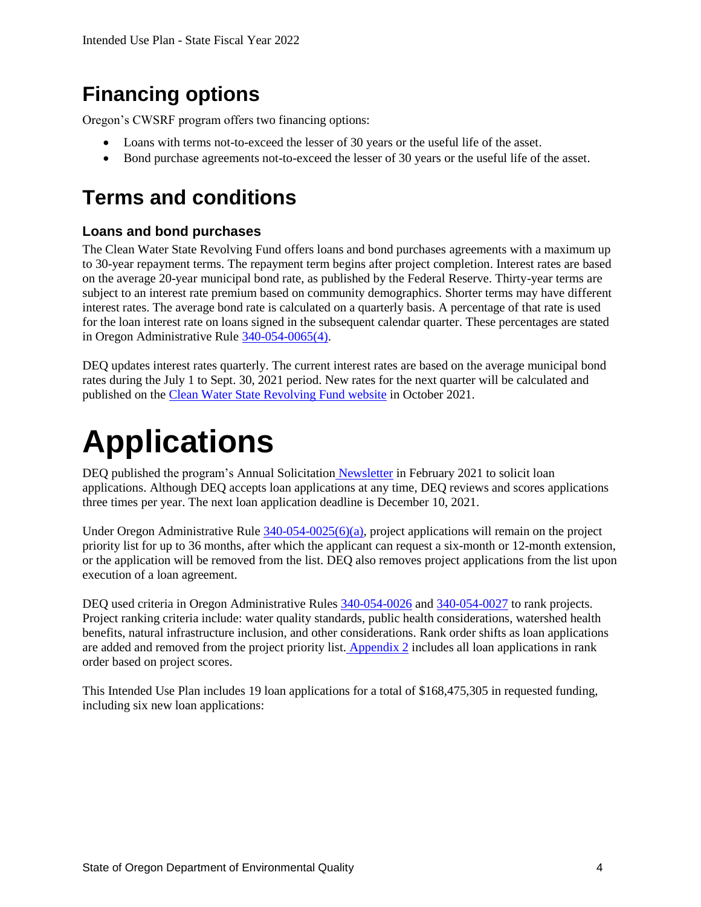## Financing options

Oregon's CWSRF program offers two financing options:

- Loans with terms not-to-exceed the lesser of 30 years or the useful life of the asset.
- Bond purchase agreements not-to-exceed the lesser of 30 years or the useful life of the asset.

## Terms and conditions

### Loans and bond purchases

The Clean Water State Revolving Fund offers loans and bond purchases agreements with a maximum up to 30-year repayment terms. The repayment term begins after project completion. Interest rates are based on the average 20-year municipal bond rate, as published by the Federal Reserve. Thirty-year terms are subject to an interest rate premium based on community demographics. Shorter terms may have different interest rates. The average bond rate is calculated on a quarterly basis. A percentage of that rate is used for the loan interest rate on loans signed in the subsequent calendar quarter. These percentages are stated in Oregon Administrative Rule 340-054-0065(4).

DEQ updates interest rates quarterly. The current interest rates are based on the average municipal bond rates during the July 1 to Sept. 30, 2021 period. New rates for the next quarter will be calculated and published on the Clean Water State Revolving Fund website in October 2021.

# Applications

DEQ published the program's Annual Solicitation Newsletter in February 2021 to solicit loan applications. Although DEQ accepts loan applications at any time, DEQ reviews and scores applications three times per year. The next loan application deadline is December 10, 2021.

Under Oregon Administrative Rule 340-054-0025(6)(a), project applications will remain on the project priority list for up to 36 months, after which the applicant can request a six-month or 12-month extension, or the application will be removed from the list. DEQ also removes project applications from the list upon execution of a loan agreement.

DEQ used criteria in Oregon Administrative Rules 340-054-0026 and 340-054-0027 to rank projects. Project ranking criteria include: water quality standards, public health considerations, watershed health benefits, natural infrastructure inclusion, and other considerations. Rank order shifts as loan applications are added and removed from the project priority list. Appendix 2 includes all loan applications in rank order based on project scores.

This Intended Use Plan includes 19 loan applications for a total of $168,475,305 in requested funding, including six new loan applications: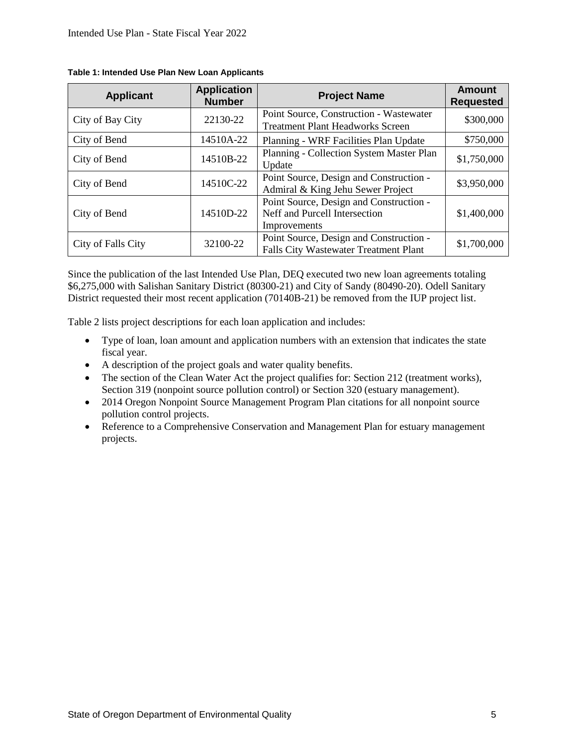**Table 1: Intended Use Plan New Loan Applicants**

| Applicant | Application Number | Project Name | Amount Requested |
|---|---|---|---|
| City of Bay City | 22130-22 | Point Source, Construction - Wastewater Treatment Plant Headworks Screen | $300,000 |
| City of Bend | 14510A-22 | Planning - WRF Facilities Plan Update | $750,000 |
| City of Bend | 14510B-22 | Planning - Collection System Master Plan Update | $1,750,000 |
| City of Bend | 14510C-22 | Point Source, Design and Construction - Admiral & King Jehu Sewer Project | $3,950,000 |
| City of Bend | 14510D-22 | Point Source, Design and Construction - Neff and Purcell Intersection Improvements | $1,400,000 |
| City of Falls City | 32100-22 | Point Source, Design and Construction - Falls City Wastewater Treatment Plant | $1,700,000 |

Since the publication of the last Intended Use Plan, DEQ executed two new loan agreements totaling $6,275,000 with Salishan Sanitary District (80300-21) and City of Sandy (80490-20). Odell Sanitary District requested their most recent application (70140B-21) be removed from the IUP project list.

Table 2 lists project descriptions for each loan application and includes:

- Type of loan, loan amount and application numbers with an extension that indicates the state fiscal year.
- A description of the project goals and water quality benefits.
- The section of the Clean Water Act the project qualifies for: Section 212 (treatment works), Section 319 (nonpoint source pollution control) or Section 320 (estuary management).
- 2014 Oregon Nonpoint Source Management Program Plan citations for all nonpoint source pollution control projects.
- Reference to a Comprehensive Conservation and Management Plan for estuary management projects.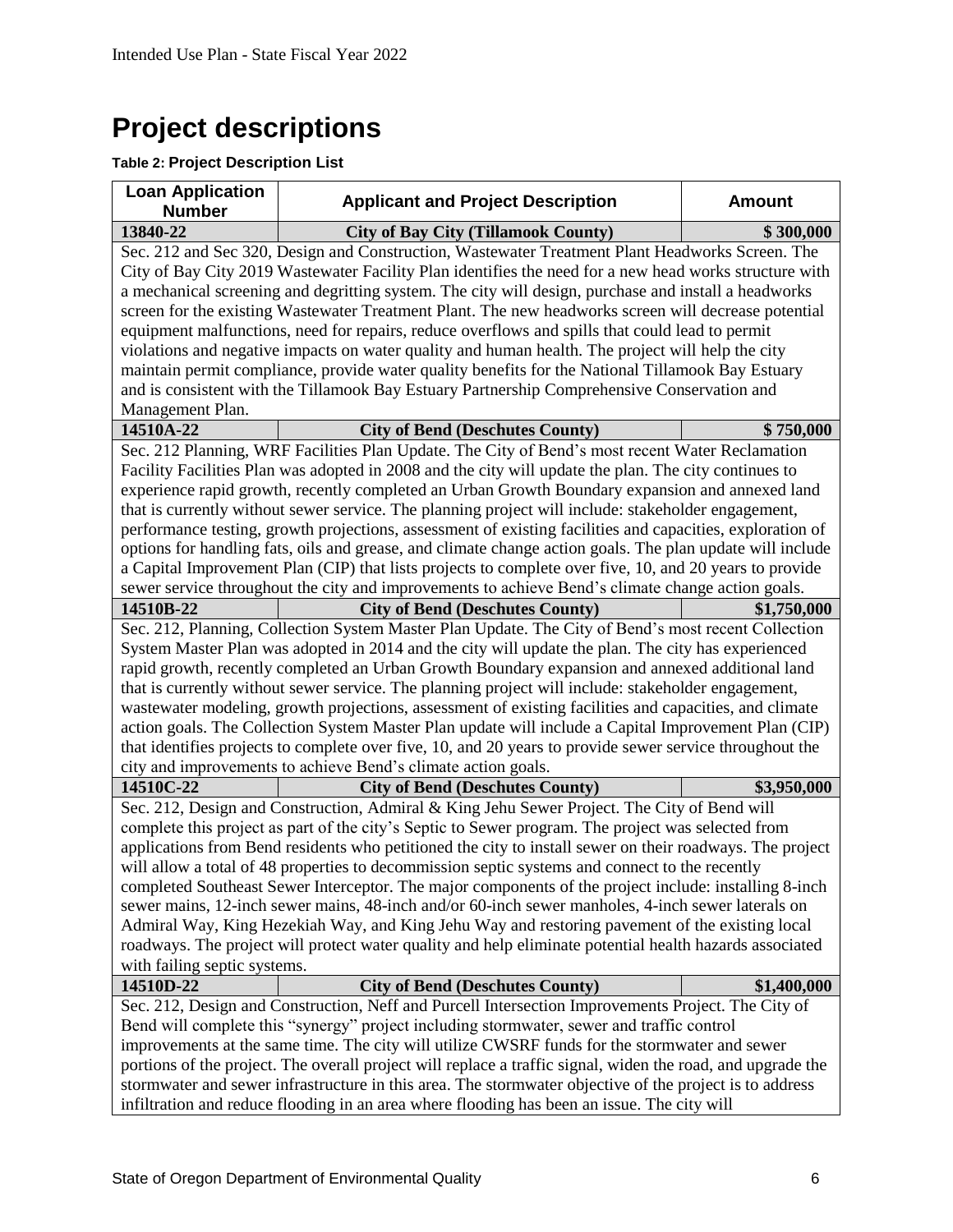# Project descriptions

**Table 2: Project Description List**

| Loan Application Number | Applicant and Project Description | Amount |
|---|---|---|
| **13840-22** | **City of Bay City (Tillamook County)** | **$ 300,000** |
| Sec. 212 and Sec 320, Design and Construction, Wastewater Treatment Plant Headworks Screen. The City of Bay City 2019 Wastewater Facility Plan identifies the need for a new head works structure with a mechanical screening and degritting system. The city will design, purchase and install a headworks screen for the existing Wastewater Treatment Plant. The new headworks screen will decrease potential equipment malfunctions, need for repairs, reduce overflows and spills that could lead to permit violations and negative impacts on water quality and human health. The project will help the city maintain permit compliance, provide water quality benefits for the National Tillamook Bay Estuary and is consistent with the Tillamook Bay Estuary Partnership Comprehensive Conservation and Management Plan. | | |
| **14510A-22** | **City of Bend (Deschutes County)** | **$ 750,000** |
| Sec. 212 Planning, WRF Facilities Plan Update. The City of Bend's most recent Water Reclamation Facility Facilities Plan was adopted in 2008 and the city will update the plan. The city continues to experience rapid growth, recently completed an Urban Growth Boundary expansion and annexed land that is currently without sewer service. The planning project will include: stakeholder engagement, performance testing, growth projections, assessment of existing facilities and capacities, exploration of options for handling fats, oils and grease, and climate change action goals. The plan update will include a Capital Improvement Plan (CIP) that lists projects to complete over five, 10, and 20 years to provide sewer service throughout the city and improvements to achieve Bend's climate change action goals. | | |
| **14510B-22** | **City of Bend (Deschutes County)** | **$1,750,000** |
| Sec. 212, Planning, Collection System Master Plan Update. The City of Bend's most recent Collection System Master Plan was adopted in 2014 and the city will update the plan. The city has experienced rapid growth, recently completed an Urban Growth Boundary expansion and annexed additional land that is currently without sewer service. The planning project will include: stakeholder engagement, wastewater modeling, growth projections, assessment of existing facilities and capacities, and climate action goals. The Collection System Master Plan update will include a Capital Improvement Plan (CIP) that identifies projects to complete over five, 10, and 20 years to provide sewer service throughout the city and improvements to achieve Bend's climate action goals. | | |
| **14510C-22** | **City of Bend (Deschutes County)** | **$3,950,000** |
| Sec. 212, Design and Construction, Admiral & King Jehu Sewer Project. The City of Bend will complete this project as part of the city's Septic to Sewer program. The project was selected from applications from Bend residents who petitioned the city to install sewer on their roadways. The project will allow a total of 48 properties to decommission septic systems and connect to the recently completed Southeast Sewer Interceptor. The major components of the project include: installing 8-inch sewer mains, 12-inch sewer mains, 48-inch and/or 60-inch sewer manholes, 4-inch sewer laterals on Admiral Way, King Hezekiah Way, and King Jehu Way and restoring pavement of the existing local roadways. The project will protect water quality and help eliminate potential health hazards associated with failing septic systems. | | |
| **14510D-22** | **City of Bend (Deschutes County)** | **$1,400,000** |
| Sec. 212, Design and Construction, Neff and Purcell Intersection Improvements Project. The City of Bend will complete this "synergy" project including stormwater, sewer and traffic control improvements at the same time. The city will utilize CWSRF funds for the stormwater and sewer portions of the project. The overall project will replace a traffic signal, widen the road, and upgrade the stormwater and sewer infrastructure in this area. The stormwater objective of the project is to address infiltration and reduce flooding in an area where flooding has been an issue. The city will | | |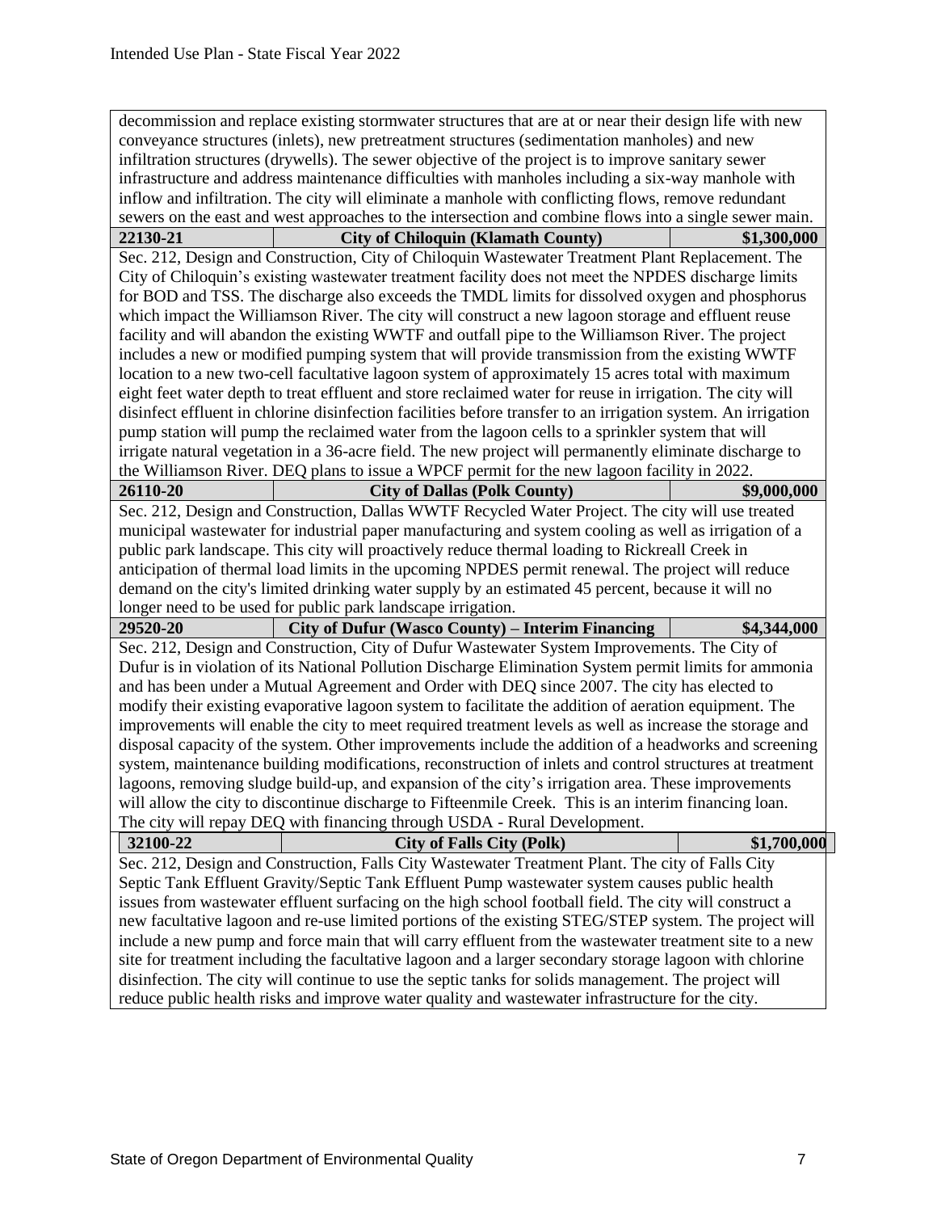decommission and replace existing stormwater structures that are at or near their design life with new conveyance structures (inlets), new pretreatment structures (sedimentation manholes) and new infiltration structures (drywells). The sewer objective of the project is to improve sanitary sewer infrastructure and address maintenance difficulties with manholes including a six-way manhole with inflow and infiltration. The city will eliminate a manhole with conflicting flows, remove redundant sewers on the east and west approaches to the intersection and combine flows into a single sewer main.

| **22130-21** | **City of Chiloquin (Klamath County)** | **$1,300,000** |
|---|---|---|

Sec. 212, Design and Construction, City of Chiloquin Wastewater Treatment Plant Replacement. The City of Chiloquin's existing wastewater treatment facility does not meet the NPDES discharge limits for BOD and TSS. The discharge also exceeds the TMDL limits for dissolved oxygen and phosphorus which impact the Williamson River. The city will construct a new lagoon storage and effluent reuse facility and will abandon the existing WWTF and outfall pipe to the Williamson River. The project includes a new or modified pumping system that will provide transmission from the existing WWTF location to a new two-cell facultative lagoon system of approximately 15 acres total with maximum eight feet water depth to treat effluent and store reclaimed water for reuse in irrigation. The city will disinfect effluent in chlorine disinfection facilities before transfer to an irrigation system. An irrigation pump station will pump the reclaimed water from the lagoon cells to a sprinkler system that will irrigate natural vegetation in a 36-acre field. The new project will permanently eliminate discharge to the Williamson River. DEQ plans to issue a WPCF permit for the new lagoon facility in 2022.

| **26110-20** | **City of Dallas (Polk County)** | **$9,000,000** |
|---|---|---|

Sec. 212, Design and Construction, Dallas WWTF Recycled Water Project. The city will use treated municipal wastewater for industrial paper manufacturing and system cooling as well as irrigation of a public park landscape. This city will proactively reduce thermal loading to Rickreall Creek in anticipation of thermal load limits in the upcoming NPDES permit renewal. The project will reduce demand on the city's limited drinking water supply by an estimated 45 percent, because it will no longer need to be used for public park landscape irrigation.

| **29520-20** | **City of Dufur (Wasco County) – Interim Financing** | **$4,344,000** |
|---|---|---|

Sec. 212, Design and Construction, City of Dufur Wastewater System Improvements. The City of Dufur is in violation of its National Pollution Discharge Elimination System permit limits for ammonia and has been under a Mutual Agreement and Order with DEQ since 2007. The city has elected to modify their existing evaporative lagoon system to facilitate the addition of aeration equipment. The improvements will enable the city to meet required treatment levels as well as increase the storage and disposal capacity of the system. Other improvements include the addition of a headworks and screening system, maintenance building modifications, reconstruction of inlets and control structures at treatment lagoons, removing sludge build-up, and expansion of the city's irrigation area. These improvements will allow the city to discontinue discharge to Fifteenmile Creek. This is an interim financing loan. The city will repay DEQ with financing through USDA - Rural Development.

| **32100-22** | **City of Falls City (Polk)** | **$1,700,000** |
|---|---|---|

Sec. 212, Design and Construction, Falls City Wastewater Treatment Plant. The city of Falls City Septic Tank Effluent Gravity/Septic Tank Effluent Pump wastewater system causes public health issues from wastewater effluent surfacing on the high school football field. The city will construct a new facultative lagoon and re-use limited portions of the existing STEG/STEP system. The project will include a new pump and force main that will carry effluent from the wastewater treatment site to a new site for treatment including the facultative lagoon and a larger secondary storage lagoon with chlorine disinfection. The city will continue to use the septic tanks for solids management. The project will reduce public health risks and improve water quality and wastewater infrastructure for the city.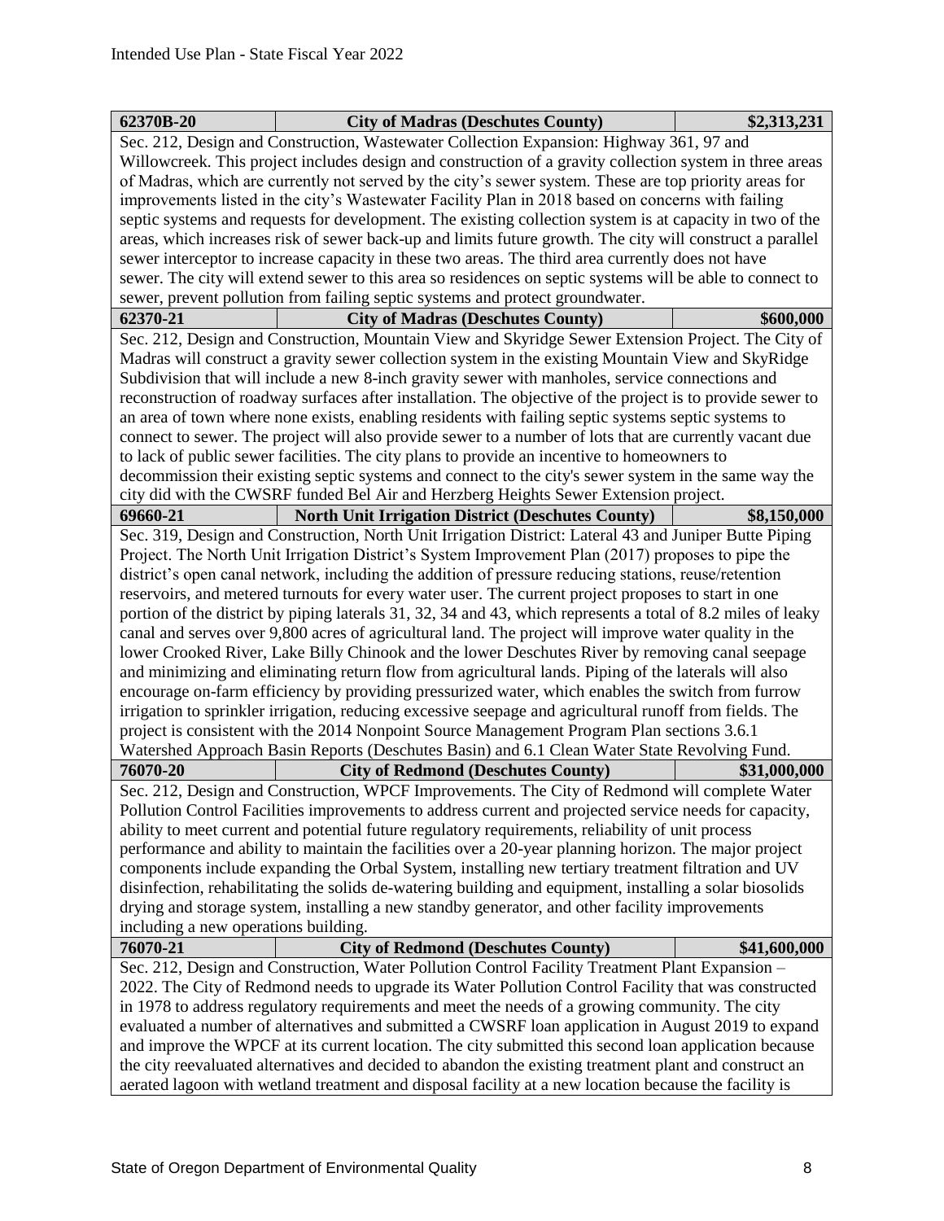| 62370B-20 | City of Madras (Deschutes County) | $2,313,231 |
|---|---|---|
| Sec. 212, Design and Construction, Wastewater Collection Expansion: Highway 361, 97 and Willowcreek. This project includes design and construction of a gravity collection system in three areas of Madras, which are currently not served by the city's sewer system. These are top priority areas for improvements listed in the city's Wastewater Facility Plan in 2018 based on concerns with failing septic systems and requests for development. The existing collection system is at capacity in two of the areas, which increases risk of sewer back-up and limits future growth. The city will construct a parallel sewer interceptor to increase capacity in these two areas. The third area currently does not have sewer. The city will extend sewer to this area so residences on septic systems will be able to connect to sewer, prevent pollution from failing septic systems and protect groundwater. | | |
| **62370-21** | **City of Madras (Deschutes County)** | **$600,000** |
| Sec. 212, Design and Construction, Mountain View and Skyridge Sewer Extension Project. The City of Madras will construct a gravity sewer collection system in the existing Mountain View and SkyRidge Subdivision that will include a new 8-inch gravity sewer with manholes, service connections and reconstruction of roadway surfaces after installation. The objective of the project is to provide sewer to an area of town where none exists, enabling residents with failing septic systems septic systems to connect to sewer. The project will also provide sewer to a number of lots that are currently vacant due to lack of public sewer facilities. The city plans to provide an incentive to homeowners to decommission their existing septic systems and connect to the city's sewer system in the same way the city did with the CWSRF funded Bel Air and Herzberg Heights Sewer Extension project. | | |
| **69660-21** | **North Unit Irrigation District (Deschutes County)** | **$8,150,000** |
| Sec. 319, Design and Construction, North Unit Irrigation District: Lateral 43 and Juniper Butte Piping Project. The North Unit Irrigation District's System Improvement Plan (2017) proposes to pipe the district's open canal network, including the addition of pressure reducing stations, reuse/retention reservoirs, and metered turnouts for every water user. The current project proposes to start in one portion of the district by piping laterals 31, 32, 34 and 43, which represents a total of 8.2 miles of leaky canal and serves over 9,800 acres of agricultural land. The project will improve water quality in the lower Crooked River, Lake Billy Chinook and the lower Deschutes River by removing canal seepage and minimizing and eliminating return flow from agricultural lands. Piping of the laterals will also encourage on-farm efficiency by providing pressurized water, which enables the switch from furrow irrigation to sprinkler irrigation, reducing excessive seepage and agricultural runoff from fields. The project is consistent with the 2014 Nonpoint Source Management Program Plan sections 3.6.1 Watershed Approach Basin Reports (Deschutes Basin) and 6.1 Clean Water State Revolving Fund. | | |
| **76070-20** | **City of Redmond (Deschutes County)** | **$31,000,000** |
| Sec. 212, Design and Construction, WPCF Improvements. The City of Redmond will complete Water Pollution Control Facilities improvements to address current and projected service needs for capacity, ability to meet current and potential future regulatory requirements, reliability of unit process performance and ability to maintain the facilities over a 20-year planning horizon. The major project components include expanding the Orbal System, installing new tertiary treatment filtration and UV disinfection, rehabilitating the solids de-watering building and equipment, installing a solar biosolids drying and storage system, installing a new standby generator, and other facility improvements including a new operations building. | | |
| **76070-21** | **City of Redmond (Deschutes County)** | **$41,600,000** |
| Sec. 212, Design and Construction, Water Pollution Control Facility Treatment Plant Expansion – 2022. The City of Redmond needs to upgrade its Water Pollution Control Facility that was constructed in 1978 to address regulatory requirements and meet the needs of a growing community. The city evaluated a number of alternatives and submitted a CWSRF loan application in August 2019 to expand and improve the WPCF at its current location. The city submitted this second loan application because the city reevaluated alternatives and decided to abandon the existing treatment plant and construct an aerated lagoon with wetland treatment and disposal facility at a new location because the facility is | | |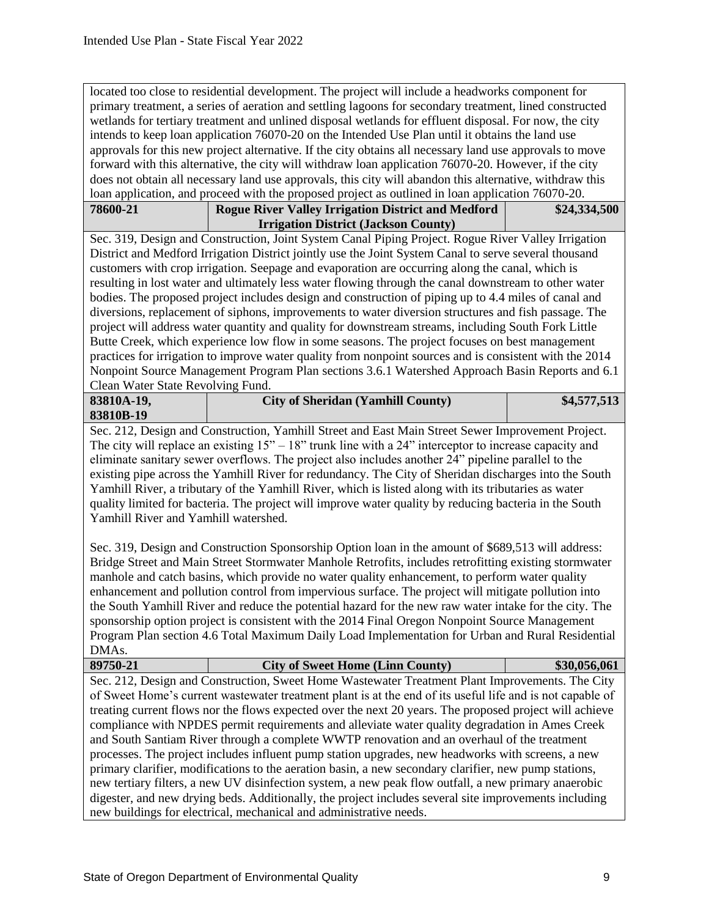located too close to residential development. The project will include a headworks component for primary treatment, a series of aeration and settling lagoons for secondary treatment, lined constructed wetlands for tertiary treatment and unlined disposal wetlands for effluent disposal. For now, the city intends to keep loan application 76070-20 on the Intended Use Plan until it obtains the land use approvals for this new project alternative. If the city obtains all necessary land use approvals to move forward with this alternative, the city will withdraw loan application 76070-20. However, if the city does not obtain all necessary land use approvals, this city will abandon this alternative, withdraw this loan application, and proceed with the proposed project as outlined in loan application 76070-20.

| **78600-21** | **Rogue River Valley Irrigation District and Medford Irrigation District (Jackson County)** | **$24,334,500** |
|---|---|---|

Sec. 319, Design and Construction, Joint System Canal Piping Project. Rogue River Valley Irrigation District and Medford Irrigation District jointly use the Joint System Canal to serve several thousand customers with crop irrigation. Seepage and evaporation are occurring along the canal, which is resulting in lost water and ultimately less water flowing through the canal downstream to other water bodies. The proposed project includes design and construction of piping up to 4.4 miles of canal and diversions, replacement of siphons, improvements to water diversion structures and fish passage. The project will address water quantity and quality for downstream streams, including South Fork Little Butte Creek, which experience low flow in some seasons. The project focuses on best management practices for irrigation to improve water quality from nonpoint sources and is consistent with the 2014 Nonpoint Source Management Program Plan sections 3.6.1 Watershed Approach Basin Reports and 6.1 Clean Water State Revolving Fund.

| **83810A-19, 83810B-19** | **City of Sheridan (Yamhill County)** | **$4,577,513** |
|---|---|---|

Sec. 212, Design and Construction, Yamhill Street and East Main Street Sewer Improvement Project. The city will replace an existing 15" – 18" trunk line with a 24" interceptor to increase capacity and eliminate sanitary sewer overflows. The project also includes another 24" pipeline parallel to the existing pipe across the Yamhill River for redundancy. The City of Sheridan discharges into the South Yamhill River, a tributary of the Yamhill River, which is listed along with its tributaries as water quality limited for bacteria. The project will improve water quality by reducing bacteria in the South Yamhill River and Yamhill watershed.

Sec. 319, Design and Construction Sponsorship Option loan in the amount of $689,513 will address: Bridge Street and Main Street Stormwater Manhole Retrofits, includes retrofitting existing stormwater manhole and catch basins, which provide no water quality enhancement, to perform water quality enhancement and pollution control from impervious surface. The project will mitigate pollution into the South Yamhill River and reduce the potential hazard for the new raw water intake for the city. The sponsorship option project is consistent with the 2014 Final Oregon Nonpoint Source Management Program Plan section 4.6 Total Maximum Daily Load Implementation for Urban and Rural Residential DMAs.

| **89750-21** | **City of Sweet Home (Linn County)** | **$30,056,061** |
|---|---|---|

Sec. 212, Design and Construction, Sweet Home Wastewater Treatment Plant Improvements. The City of Sweet Home's current wastewater treatment plant is at the end of its useful life and is not capable of treating current flows nor the flows expected over the next 20 years. The proposed project will achieve compliance with NPDES permit requirements and alleviate water quality degradation in Ames Creek and South Santiam River through a complete WWTP renovation and an overhaul of the treatment processes. The project includes influent pump station upgrades, new headworks with screens, a new primary clarifier, modifications to the aeration basin, a new secondary clarifier, new pump stations, new tertiary filters, a new UV disinfection system, a new peak flow outfall, a new primary anaerobic digester, and new drying beds. Additionally, the project includes several site improvements including new buildings for electrical, mechanical and administrative needs.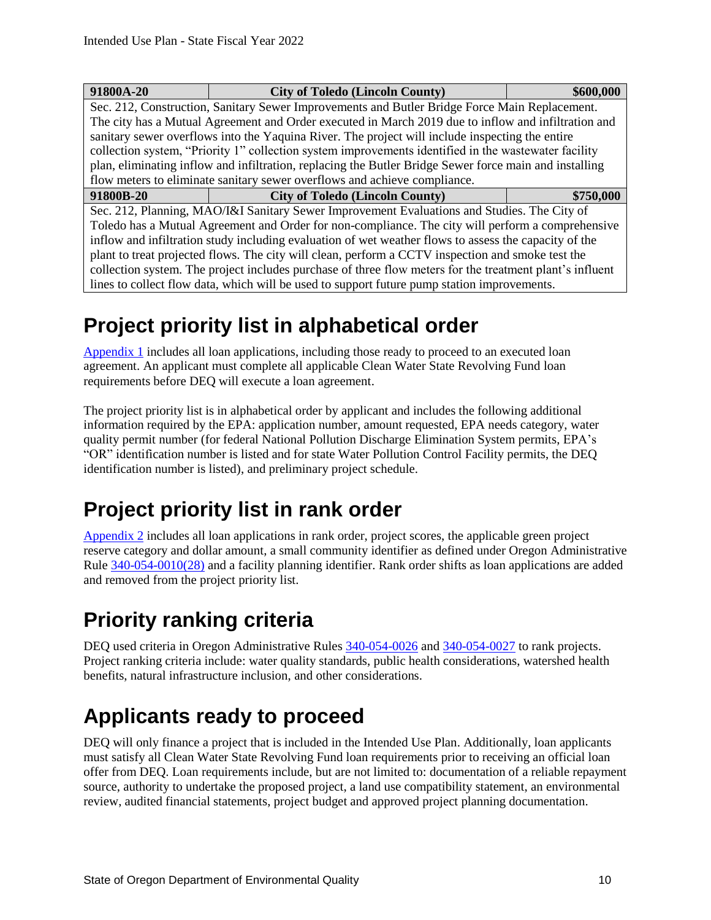| 91800A-20 | City of Toledo (Lincoln County) | $600,000 |
|---|---|---|
| Sec. 212, Construction, Sanitary Sewer Improvements and Butler Bridge Force Main Replacement. The city has a Mutual Agreement and Order executed in March 2019 due to inflow and infiltration and sanitary sewer overflows into the Yaquina River. The project will include inspecting the entire collection system, "Priority 1" collection system improvements identified in the wastewater facility plan, eliminating inflow and infiltration, replacing the Butler Bridge Sewer force main and installing flow meters to eliminate sanitary sewer overflows and achieve compliance. | | |
| **91800B-20** | **City of Toledo (Lincoln County)** | **$750,000** |
| Sec. 212, Planning, MAO/I&I Sanitary Sewer Improvement Evaluations and Studies. The City of Toledo has a Mutual Agreement and Order for non-compliance. The city will perform a comprehensive inflow and infiltration study including evaluation of wet weather flows to assess the capacity of the plant to treat projected flows. The city will clean, perform a CCTV inspection and smoke test the collection system. The project includes purchase of three flow meters for the treatment plant's influent lines to collect flow data, which will be used to support future pump station improvements. | | |

# Project priority list in alphabetical order

Appendix 1 includes all loan applications, including those ready to proceed to an executed loan agreement. An applicant must complete all applicable Clean Water State Revolving Fund loan requirements before DEQ will execute a loan agreement.

The project priority list is in alphabetical order by applicant and includes the following additional information required by the EPA: application number, amount requested, EPA needs category, water quality permit number (for federal National Pollution Discharge Elimination System permits, EPA's "OR" identification number is listed and for state Water Pollution Control Facility permits, the DEQ identification number is listed), and preliminary project schedule.

# Project priority list in rank order

Appendix 2 includes all loan applications in rank order, project scores, the applicable green project reserve category and dollar amount, a small community identifier as defined under Oregon Administrative Rule 340-054-0010(28) and a facility planning identifier. Rank order shifts as loan applications are added and removed from the project priority list.

# Priority ranking criteria

DEQ used criteria in Oregon Administrative Rules 340-054-0026 and 340-054-0027 to rank projects. Project ranking criteria include: water quality standards, public health considerations, watershed health benefits, natural infrastructure inclusion, and other considerations.

# Applicants ready to proceed

DEQ will only finance a project that is included in the Intended Use Plan. Additionally, loan applicants must satisfy all Clean Water State Revolving Fund loan requirements prior to receiving an official loan offer from DEQ. Loan requirements include, but are not limited to: documentation of a reliable repayment source, authority to undertake the proposed project, a land use compatibility statement, an environmental review, audited financial statements, project budget and approved project planning documentation.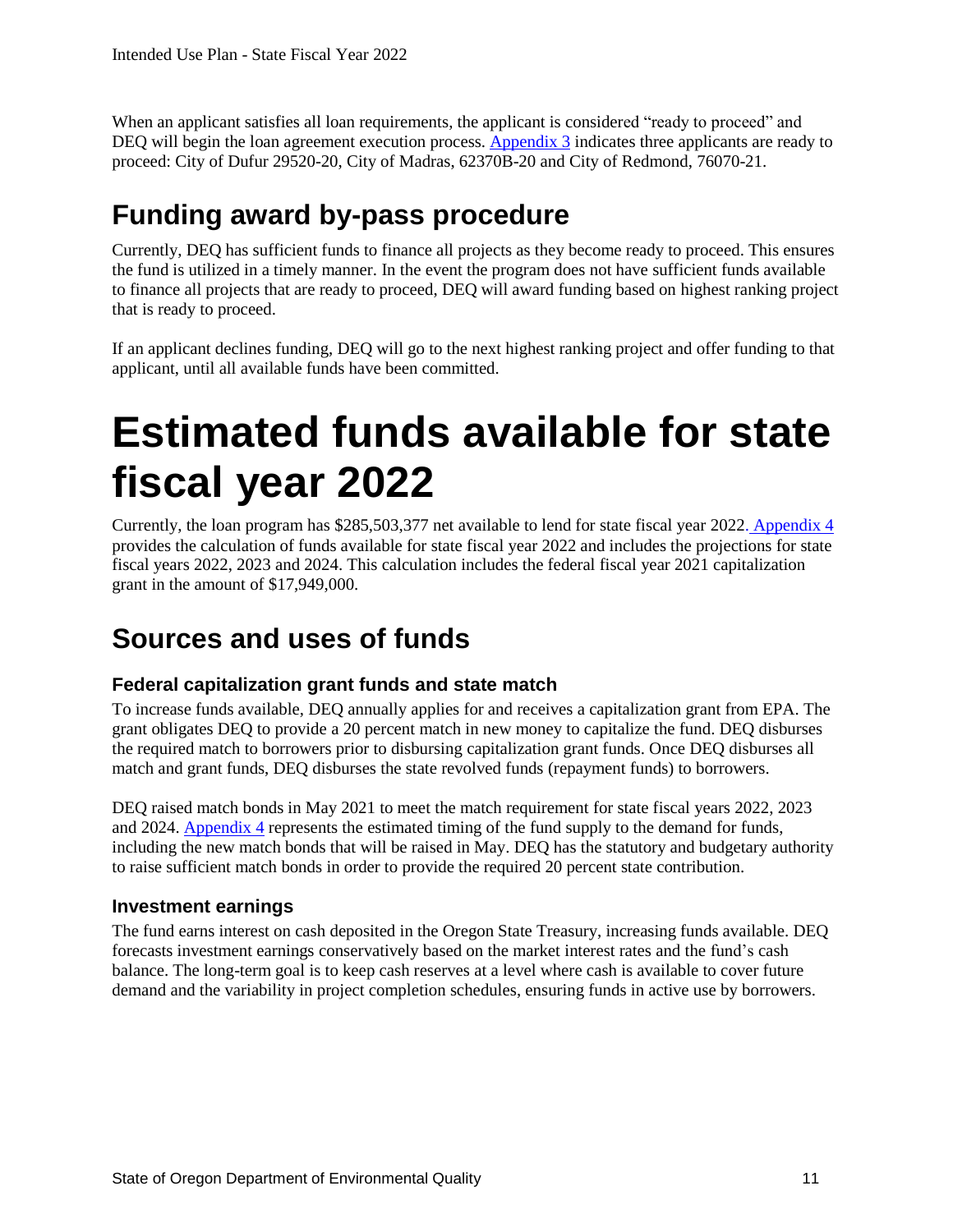When an applicant satisfies all loan requirements, the applicant is considered "ready to proceed" and DEQ will begin the loan agreement execution process. Appendix 3 indicates three applicants are ready to proceed: City of Dufur 29520-20, City of Madras, 62370B-20 and City of Redmond, 76070-21.

## Funding award by-pass procedure

Currently, DEQ has sufficient funds to finance all projects as they become ready to proceed. This ensures the fund is utilized in a timely manner. In the event the program does not have sufficient funds available to finance all projects that are ready to proceed, DEQ will award funding based on highest ranking project that is ready to proceed.

If an applicant declines funding, DEQ will go to the next highest ranking project and offer funding to that applicant, until all available funds have been committed.

# Estimated funds available for state fiscal year 2022

Currently, the loan program has $285,503,377 net available to lend for state fiscal year 2022. Appendix 4 provides the calculation of funds available for state fiscal year 2022 and includes the projections for state fiscal years 2022, 2023 and 2024. This calculation includes the federal fiscal year 2021 capitalization grant in the amount of $17,949,000.

## Sources and uses of funds

### Federal capitalization grant funds and state match

To increase funds available, DEQ annually applies for and receives a capitalization grant from EPA. The grant obligates DEQ to provide a 20 percent match in new money to capitalize the fund. DEQ disburses the required match to borrowers prior to disbursing capitalization grant funds. Once DEQ disburses all match and grant funds, DEQ disburses the state revolved funds (repayment funds) to borrowers.

DEQ raised match bonds in May 2021 to meet the match requirement for state fiscal years 2022, 2023 and 2024. Appendix 4 represents the estimated timing of the fund supply to the demand for funds, including the new match bonds that will be raised in May. DEQ has the statutory and budgetary authority to raise sufficient match bonds in order to provide the required 20 percent state contribution.

### Investment earnings

The fund earns interest on cash deposited in the Oregon State Treasury, increasing funds available. DEQ forecasts investment earnings conservatively based on the market interest rates and the fund's cash balance. The long-term goal is to keep cash reserves at a level where cash is available to cover future demand and the variability in project completion schedules, ensuring funds in active use by borrowers.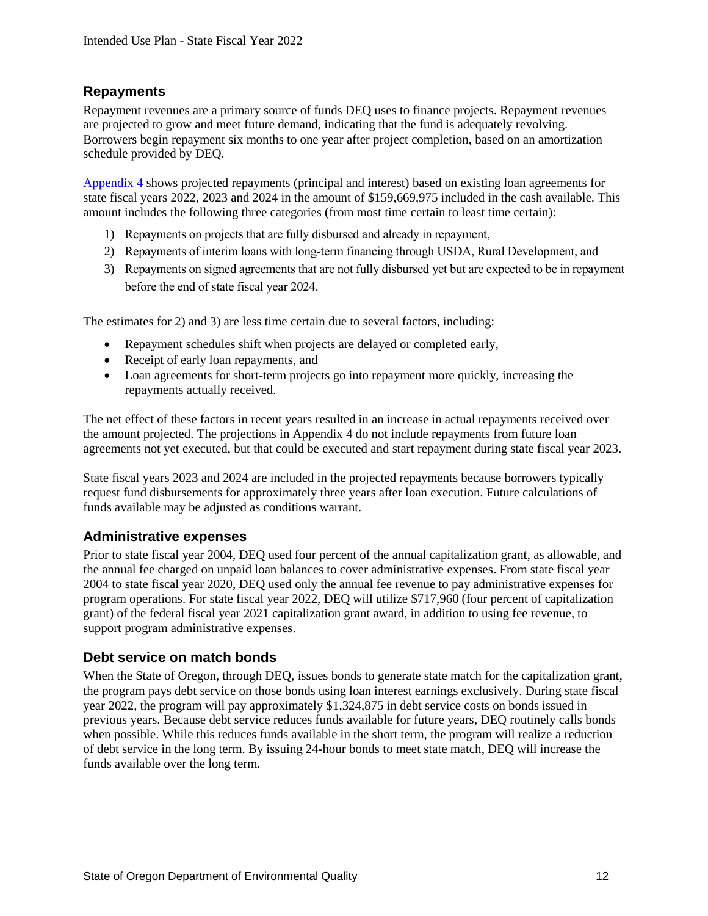## Repayments

Repayment revenues are a primary source of funds DEQ uses to finance projects. Repayment revenues are projected to grow and meet future demand, indicating that the fund is adequately revolving. Borrowers begin repayment six months to one year after project completion, based on an amortization schedule provided by DEQ.

[Appendix 4](#) shows projected repayments (principal and interest) based on existing loan agreements for state fiscal years 2022, 2023 and 2024 in the amount of $159,669,975 included in the cash available. This amount includes the following three categories (from most time certain to least time certain):

1) Repayments on projects that are fully disbursed and already in repayment,
2) Repayments of interim loans with long-term financing through USDA, Rural Development, and
3) Repayments on signed agreements that are not fully disbursed yet but are expected to be in repayment before the end of state fiscal year 2024.

The estimates for 2) and 3) are less time certain due to several factors, including:

- Repayment schedules shift when projects are delayed or completed early,
- Receipt of early loan repayments, and
- Loan agreements for short-term projects go into repayment more quickly, increasing the repayments actually received.

The net effect of these factors in recent years resulted in an increase in actual repayments received over the amount projected. The projections in Appendix 4 do not include repayments from future loan agreements not yet executed, but that could be executed and start repayment during state fiscal year 2023.

State fiscal years 2023 and 2024 are included in the projected repayments because borrowers typically request fund disbursements for approximately three years after loan execution. Future calculations of funds available may be adjusted as conditions warrant.

## Administrative expenses

Prior to state fiscal year 2004, DEQ used four percent of the annual capitalization grant, as allowable, and the annual fee charged on unpaid loan balances to cover administrative expenses. From state fiscal year 2004 to state fiscal year 2020, DEQ used only the annual fee revenue to pay administrative expenses for program operations. For state fiscal year 2022, DEQ will utilize $717,960 (four percent of capitalization grant) of the federal fiscal year 2021 capitalization grant award, in addition to using fee revenue, to support program administrative expenses.

## Debt service on match bonds

When the State of Oregon, through DEQ, issues bonds to generate state match for the capitalization grant, the program pays debt service on those bonds using loan interest earnings exclusively. During state fiscal year 2022, the program will pay approximately $1,324,875 in debt service costs on bonds issued in previous years. Because debt service reduces funds available for future years, DEQ routinely calls bonds when possible. While this reduces funds available in the short term, the program will realize a reduction of debt service in the long term. By issuing 24-hour bonds to meet state match, DEQ will increase the funds available over the long term.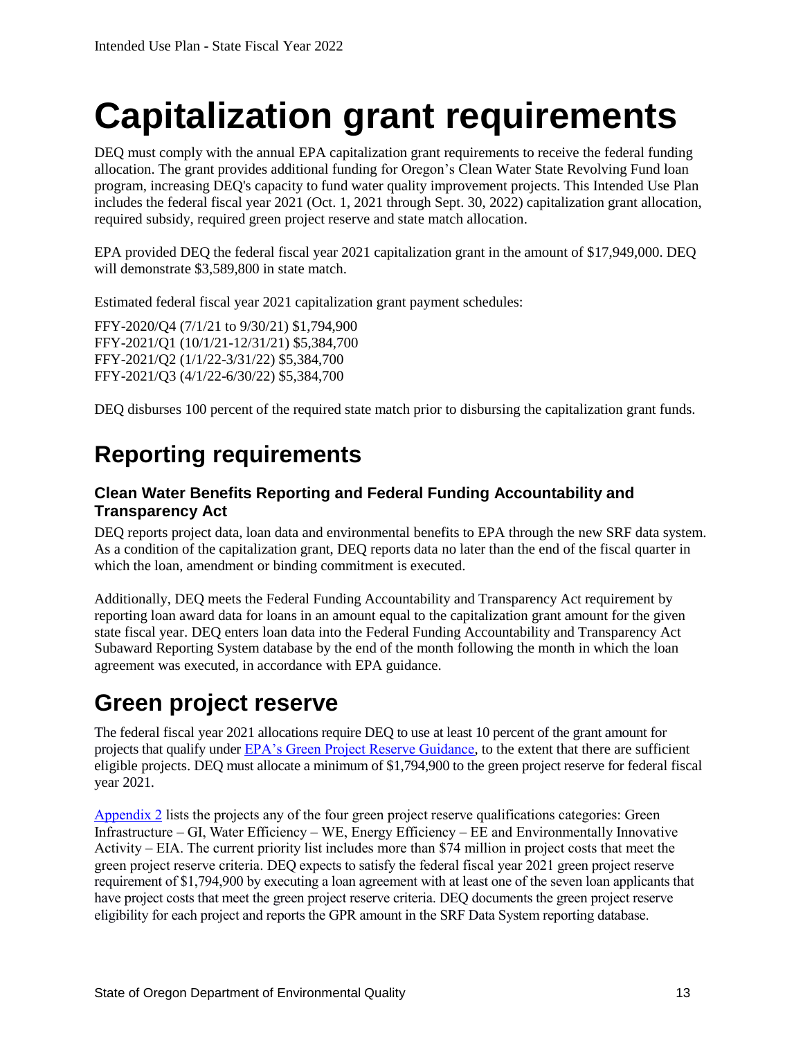# Capitalization grant requirements

DEQ must comply with the annual EPA capitalization grant requirements to receive the federal funding allocation. The grant provides additional funding for Oregon's Clean Water State Revolving Fund loan program, increasing DEQ's capacity to fund water quality improvement projects. This Intended Use Plan includes the federal fiscal year 2021 (Oct. 1, 2021 through Sept. 30, 2022) capitalization grant allocation, required subsidy, required green project reserve and state match allocation.

EPA provided DEQ the federal fiscal year 2021 capitalization grant in the amount of $17,949,000. DEQ will demonstrate $3,589,800 in state match.

Estimated federal fiscal year 2021 capitalization grant payment schedules:

FFY-2020/Q4 (7/1/21 to 9/30/21) $1,794,900
FFY-2021/Q1 (10/1/21-12/31/21) $5,384,700
FFY-2021/Q2 (1/1/22-3/31/22) $5,384,700
FFY-2021/Q3 (4/1/22-6/30/22) $5,384,700

DEQ disburses 100 percent of the required state match prior to disbursing the capitalization grant funds.

## Reporting requirements

### Clean Water Benefits Reporting and Federal Funding Accountability and Transparency Act

DEQ reports project data, loan data and environmental benefits to EPA through the new SRF data system. As a condition of the capitalization grant, DEQ reports data no later than the end of the fiscal quarter in which the loan, amendment or binding commitment is executed.

Additionally, DEQ meets the Federal Funding Accountability and Transparency Act requirement by reporting loan award data for loans in an amount equal to the capitalization grant amount for the given state fiscal year. DEQ enters loan data into the Federal Funding Accountability and Transparency Act Subaward Reporting System database by the end of the month following the month in which the loan agreement was executed, in accordance with EPA guidance.

## Green project reserve

The federal fiscal year 2021 allocations require DEQ to use at least 10 percent of the grant amount for projects that qualify under EPA's Green Project Reserve Guidance, to the extent that there are sufficient eligible projects. DEQ must allocate a minimum of $1,794,900 to the green project reserve for federal fiscal year 2021.

Appendix 2 lists the projects any of the four green project reserve qualifications categories: Green Infrastructure – GI, Water Efficiency – WE, Energy Efficiency – EE and Environmentally Innovative Activity – EIA. The current priority list includes more than $74 million in project costs that meet the green project reserve criteria. DEQ expects to satisfy the federal fiscal year 2021 green project reserve requirement of $1,794,900 by executing a loan agreement with at least one of the seven loan applicants that have project costs that meet the green project reserve criteria. DEQ documents the green project reserve eligibility for each project and reports the GPR amount in the SRF Data System reporting database.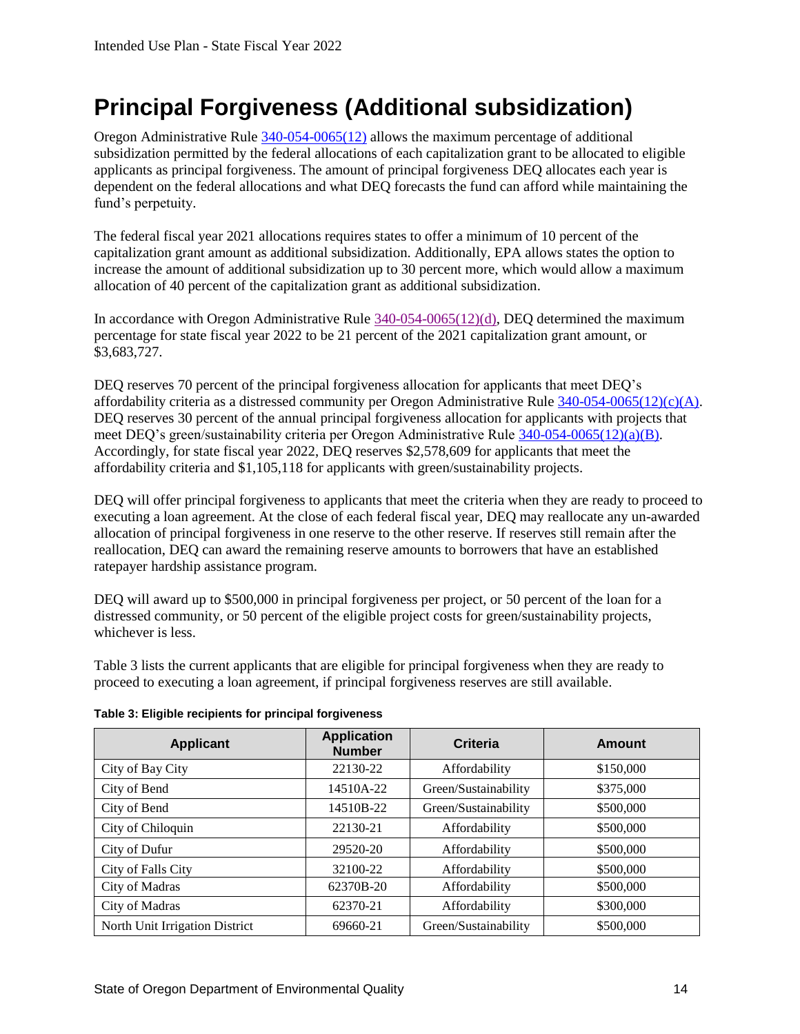# Principal Forgiveness (Additional subsidization)

Oregon Administrative Rule 340-054-0065(12) allows the maximum percentage of additional subsidization permitted by the federal allocations of each capitalization grant to be allocated to eligible applicants as principal forgiveness. The amount of principal forgiveness DEQ allocates each year is dependent on the federal allocations and what DEQ forecasts the fund can afford while maintaining the fund's perpetuity.

The federal fiscal year 2021 allocations requires states to offer a minimum of 10 percent of the capitalization grant amount as additional subsidization. Additionally, EPA allows states the option to increase the amount of additional subsidization up to 30 percent more, which would allow a maximum allocation of 40 percent of the capitalization grant as additional subsidization.

In accordance with Oregon Administrative Rule 340-054-0065(12)(d), DEQ determined the maximum percentage for state fiscal year 2022 to be 21 percent of the 2021 capitalization grant amount, or $3,683,727.

DEQ reserves 70 percent of the principal forgiveness allocation for applicants that meet DEQ's affordability criteria as a distressed community per Oregon Administrative Rule 340-054-0065(12)(c)(A). DEQ reserves 30 percent of the annual principal forgiveness allocation for applicants with projects that meet DEQ's green/sustainability criteria per Oregon Administrative Rule 340-054-0065(12)(a)(B). Accordingly, for state fiscal year 2022, DEQ reserves $2,578,609 for applicants that meet the affordability criteria and $1,105,118 for applicants with green/sustainability projects.

DEQ will offer principal forgiveness to applicants that meet the criteria when they are ready to proceed to executing a loan agreement. At the close of each federal fiscal year, DEQ may reallocate any un-awarded allocation of principal forgiveness in one reserve to the other reserve. If reserves still remain after the reallocation, DEQ can award the remaining reserve amounts to borrowers that have an established ratepayer hardship assistance program.

DEQ will award up to $500,000 in principal forgiveness per project, or 50 percent of the loan for a distressed community, or 50 percent of the eligible project costs for green/sustainability projects, whichever is less.

Table 3 lists the current applicants that are eligible for principal forgiveness when they are ready to proceed to executing a loan agreement, if principal forgiveness reserves are still available.

**Table 3: Eligible recipients for principal forgiveness**

| Applicant | Application Number | Criteria | Amount |
| --- | --- | --- | --- |
| City of Bay City | 22130-22 | Affordability | $150,000 |
| City of Bend | 14510A-22 | Green/Sustainability | $375,000 |
| City of Bend | 14510B-22 | Green/Sustainability | $500,000 |
| City of Chiloquin | 22130-21 | Affordability | $500,000 |
| City of Dufur | 29520-20 | Affordability | $500,000 |
| City of Falls City | 32100-22 | Affordability | $500,000 |
| City of Madras | 62370B-20 | Affordability | $500,000 |
| City of Madras | 62370-21 | Affordability | $300,000 |
| North Unit Irrigation District | 69660-21 | Green/Sustainability | $500,000 |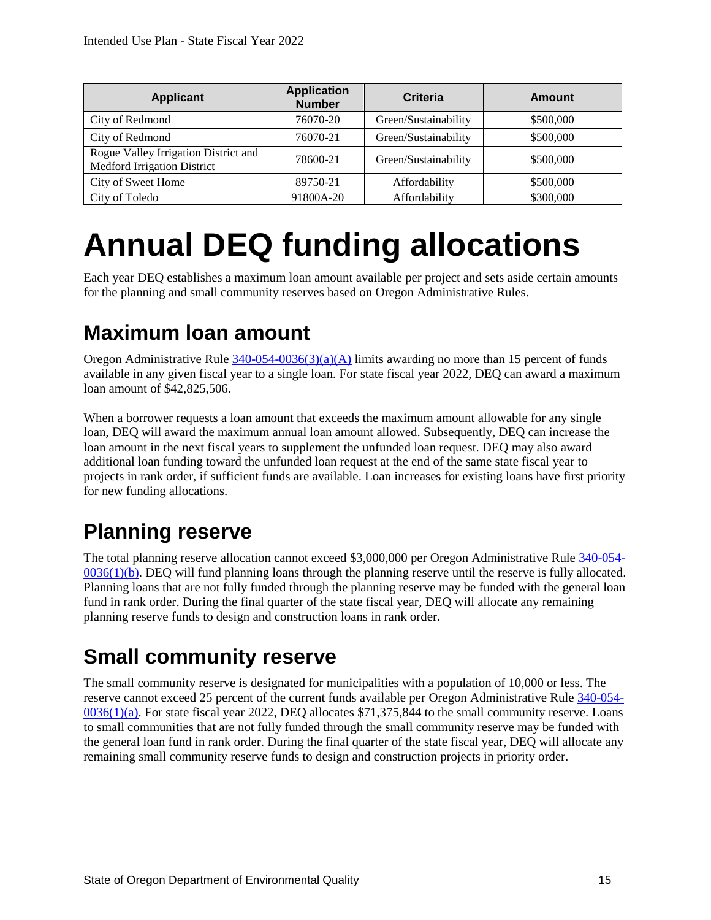| Applicant | Application Number | Criteria | Amount |
|---|---|---|---|
| City of Redmond | 76070-20 | Green/Sustainability | $500,000 |
| City of Redmond | 76070-21 | Green/Sustainability | $500,000 |
| Rogue Valley Irrigation District and Medford Irrigation District | 78600-21 | Green/Sustainability | $500,000 |
| City of Sweet Home | 89750-21 | Affordability | $500,000 |
| City of Toledo | 91800A-20 | Affordability | $300,000 |

# Annual DEQ funding allocations

Each year DEQ establishes a maximum loan amount available per project and sets aside certain amounts for the planning and small community reserves based on Oregon Administrative Rules.

## Maximum loan amount

Oregon Administrative Rule 340-054-0036(3)(a)(A) limits awarding no more than 15 percent of funds available in any given fiscal year to a single loan. For state fiscal year 2022, DEQ can award a maximum loan amount of $42,825,506.

When a borrower requests a loan amount that exceeds the maximum amount allowable for any single loan, DEQ will award the maximum annual loan amount allowed. Subsequently, DEQ can increase the loan amount in the next fiscal years to supplement the unfunded loan request. DEQ may also award additional loan funding toward the unfunded loan request at the end of the same state fiscal year to projects in rank order, if sufficient funds are available. Loan increases for existing loans have first priority for new funding allocations.

## Planning reserve

The total planning reserve allocation cannot exceed $3,000,000 per Oregon Administrative Rule 340-054-0036(1)(b). DEQ will fund planning loans through the planning reserve until the reserve is fully allocated. Planning loans that are not fully funded through the planning reserve may be funded with the general loan fund in rank order. During the final quarter of the state fiscal year, DEQ will allocate any remaining planning reserve funds to design and construction loans in rank order.

## Small community reserve

The small community reserve is designated for municipalities with a population of 10,000 or less. The reserve cannot exceed 25 percent of the current funds available per Oregon Administrative Rule 340-054-0036(1)(a). For state fiscal year 2022, DEQ allocates $71,375,844 to the small community reserve. Loans to small communities that are not fully funded through the small community reserve may be funded with the general loan fund in rank order. During the final quarter of the state fiscal year, DEQ will allocate any remaining small community reserve funds to design and construction projects in priority order.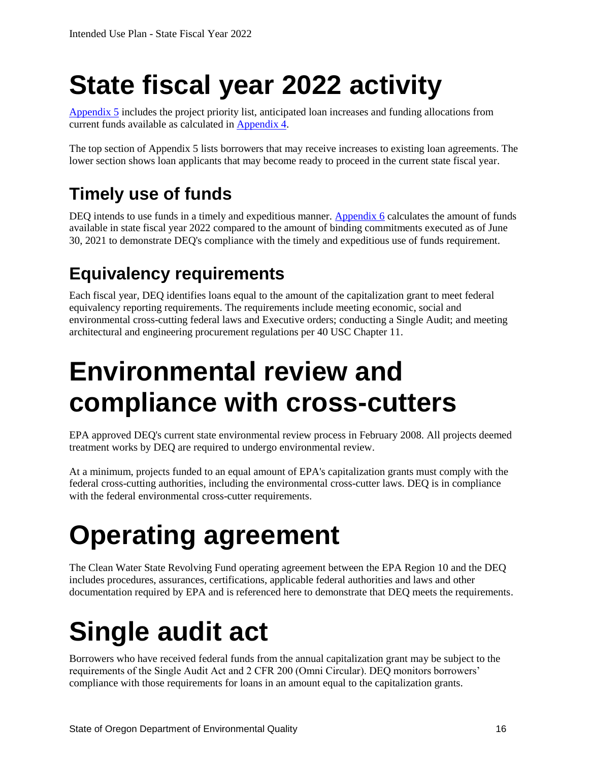# State fiscal year 2022 activity

Appendix 5 includes the project priority list, anticipated loan increases and funding allocations from current funds available as calculated in Appendix 4.

The top section of Appendix 5 lists borrowers that may receive increases to existing loan agreements. The lower section shows loan applicants that may become ready to proceed in the current state fiscal year.

## Timely use of funds

DEQ intends to use funds in a timely and expeditious manner. Appendix 6 calculates the amount of funds available in state fiscal year 2022 compared to the amount of binding commitments executed as of June 30, 2021 to demonstrate DEQ's compliance with the timely and expeditious use of funds requirement.

## Equivalency requirements

Each fiscal year, DEQ identifies loans equal to the amount of the capitalization grant to meet federal equivalency reporting requirements. The requirements include meeting economic, social and environmental cross-cutting federal laws and Executive orders; conducting a Single Audit; and meeting architectural and engineering procurement regulations per 40 USC Chapter 11.

# Environmental review and compliance with cross-cutters

EPA approved DEQ's current state environmental review process in February 2008. All projects deemed treatment works by DEQ are required to undergo environmental review.

At a minimum, projects funded to an equal amount of EPA's capitalization grants must comply with the federal cross-cutting authorities, including the environmental cross-cutter laws. DEQ is in compliance with the federal environmental cross-cutter requirements.

# Operating agreement

The Clean Water State Revolving Fund operating agreement between the EPA Region 10 and the DEQ includes procedures, assurances, certifications, applicable federal authorities and laws and other documentation required by EPA and is referenced here to demonstrate that DEQ meets the requirements.

# Single audit act

Borrowers who have received federal funds from the annual capitalization grant may be subject to the requirements of the Single Audit Act and 2 CFR 200 (Omni Circular). DEQ monitors borrowers' compliance with those requirements for loans in an amount equal to the capitalization grants.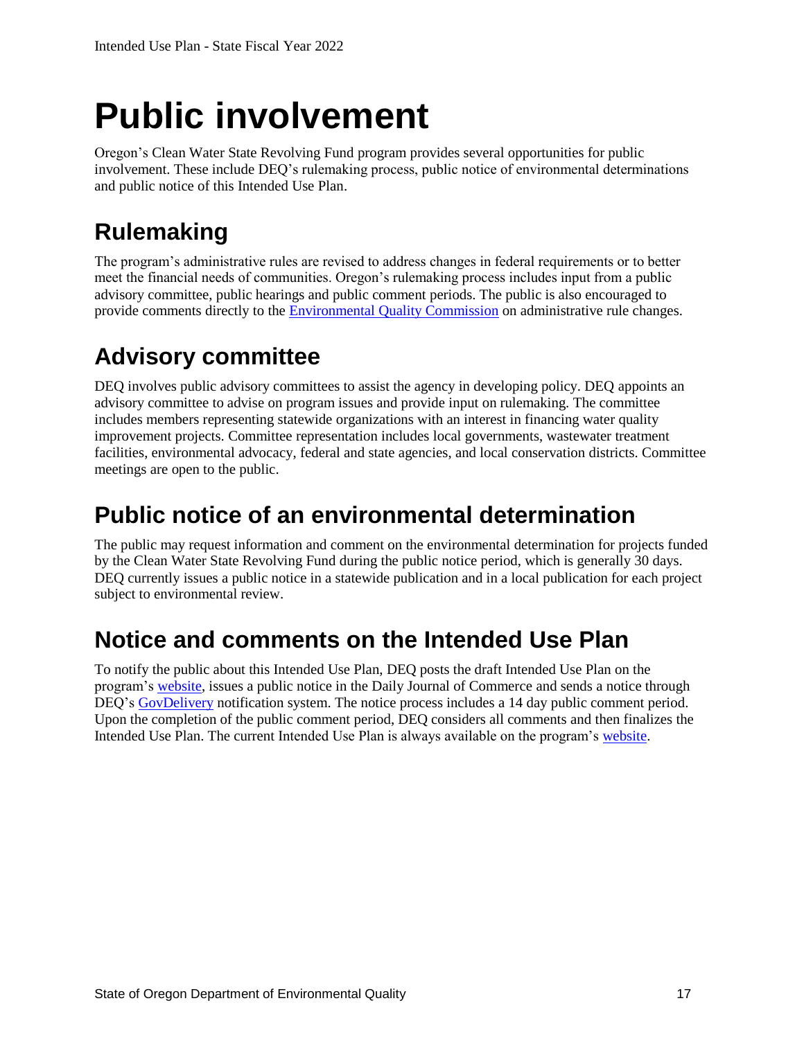# Public involvement

Oregon's Clean Water State Revolving Fund program provides several opportunities for public involvement. These include DEQ's rulemaking process, public notice of environmental determinations and public notice of this Intended Use Plan.

## Rulemaking

The program's administrative rules are revised to address changes in federal requirements or to better meet the financial needs of communities. Oregon's rulemaking process includes input from a public advisory committee, public hearings and public comment periods. The public is also encouraged to provide comments directly to the Environmental Quality Commission on administrative rule changes.

## Advisory committee

DEQ involves public advisory committees to assist the agency in developing policy. DEQ appoints an advisory committee to advise on program issues and provide input on rulemaking. The committee includes members representing statewide organizations with an interest in financing water quality improvement projects. Committee representation includes local governments, wastewater treatment facilities, environmental advocacy, federal and state agencies, and local conservation districts. Committee meetings are open to the public.

## Public notice of an environmental determination

The public may request information and comment on the environmental determination for projects funded by the Clean Water State Revolving Fund during the public notice period, which is generally 30 days. DEQ currently issues a public notice in a statewide publication and in a local publication for each project subject to environmental review.

## Notice and comments on the Intended Use Plan

To notify the public about this Intended Use Plan, DEQ posts the draft Intended Use Plan on the program's website, issues a public notice in the Daily Journal of Commerce and sends a notice through DEQ's GovDelivery notification system. The notice process includes a 14 day public comment period. Upon the completion of the public comment period, DEQ considers all comments and then finalizes the Intended Use Plan. The current Intended Use Plan is always available on the program's website.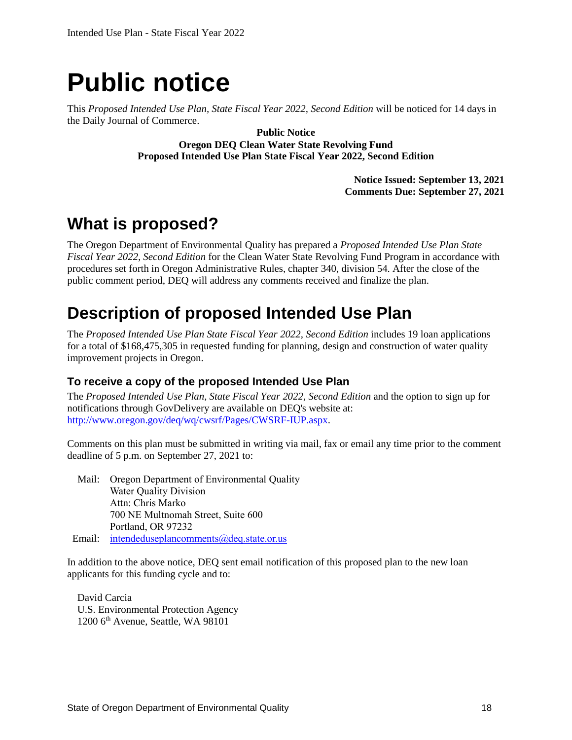# Public notice

This *Proposed Intended Use Plan, State Fiscal Year 2022, Second Edition* will be noticed for 14 days in the Daily Journal of Commerce.

**Public Notice**
**Oregon DEQ Clean Water State Revolving Fund**
**Proposed Intended Use Plan State Fiscal Year 2022, Second Edition**

**Notice Issued: September 13, 2021**
**Comments Due: September 27, 2021**

## What is proposed?

The Oregon Department of Environmental Quality has prepared a *Proposed Intended Use Plan State Fiscal Year 2022, Second Edition* for the Clean Water State Revolving Fund Program in accordance with procedures set forth in Oregon Administrative Rules, chapter 340, division 54. After the close of the public comment period, DEQ will address any comments received and finalize the plan.

## Description of proposed Intended Use Plan

The *Proposed Intended Use Plan State Fiscal Year 2022, Second Edition* includes 19 loan applications for a total of $168,475,305 in requested funding for planning, design and construction of water quality improvement projects in Oregon.

### To receive a copy of the proposed Intended Use Plan

The *Proposed Intended Use Plan, State Fiscal Year 2022, Second Edition* and the option to sign up for notifications through GovDelivery are available on DEQ's website at: [http://www.oregon.gov/deq/wq/cwsrf/Pages/CWSRF-IUP.aspx](http://www.oregon.gov/deq/wq/cwsrf/Pages/CWSRF-IUP.aspx).

Comments on this plan must be submitted in writing via mail, fax or email any time prior to the comment deadline of 5 p.m. on September 27, 2021 to:

Mail: Oregon Department of Environmental Quality
Water Quality Division
Attn: Chris Marko
700 NE Multnomah Street, Suite 600
Portland, OR 97232

Email: [intendeduseplancomments@deq.state.or.us](mailto:intendeduseplancomments@deq.state.or.us)

In addition to the above notice, DEQ sent email notification of this proposed plan to the new loan applicants for this funding cycle and to:

David Carcia
U.S. Environmental Protection Agency
1200 6th Avenue, Seattle, WA 98101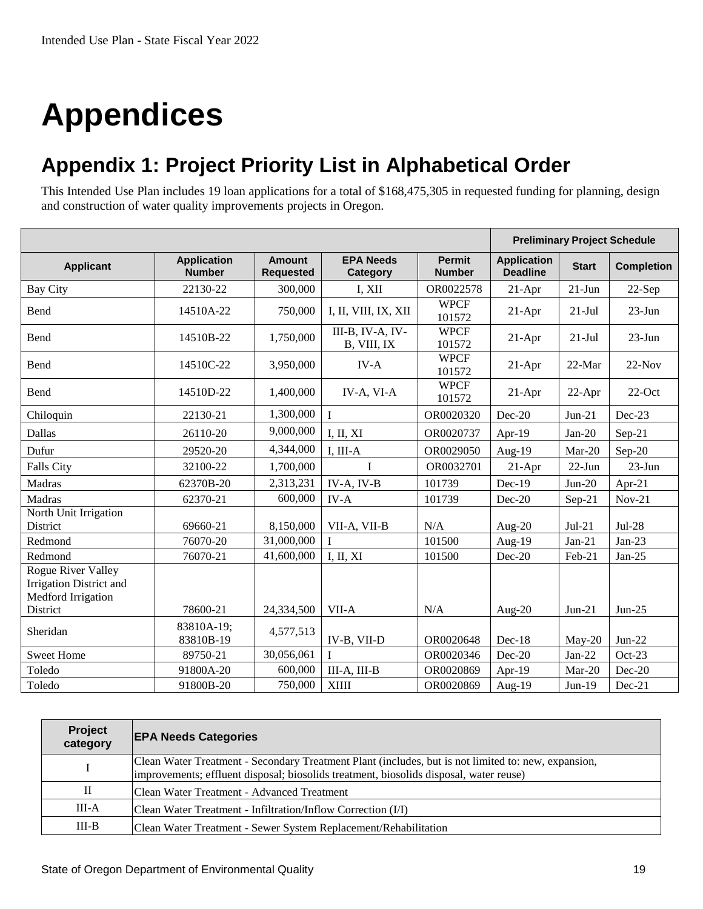# Appendices

## Appendix 1: Project Priority List in Alphabetical Order

This Intended Use Plan includes 19 loan applications for a total of $168,475,305 in requested funding for planning, design and construction of water quality improvements projects in Oregon.

| | | | | | Preliminary Project Schedule | | |
|---|---|---|---|---|---|---|---|
| **Applicant** | **Application Number** | **Amount Requested** | **EPA Needs Category** | **Permit Number** | **Application Deadline** | **Start** | **Completion** |
| Bay City | 22130-22 | 300,000 | I, XII | OR0022578 | 21-Apr | 21-Jun | 22-Sep |
| Bend | 14510A-22 | 750,000 | I, II, VIII, IX, XII | WPCF 101572 | 21-Apr | 21-Jul | 23-Jun |
| Bend | 14510B-22 | 1,750,000 | III-B, IV-A, IV-B, VIII, IX | WPCF 101572 | 21-Apr | 21-Jul | 23-Jun |
| Bend | 14510C-22 | 3,950,000 | IV-A | WPCF 101572 | 21-Apr | 22-Mar | 22-Nov |
| Bend | 14510D-22 | 1,400,000 | IV-A, VI-A | WPCF 101572 | 21-Apr | 22-Apr | 22-Oct |
| Chiloquin | 22130-21 | 1,300,000 | I | OR0020320 | Dec-20 | Jun-21 | Dec-23 |
| Dallas | 26110-20 | 9,000,000 | I, II, XI | OR0020737 | Apr-19 | Jan-20 | Sep-21 |
| Dufur | 29520-20 | 4,344,000 | I, III-A | OR0029050 | Aug-19 | Mar-20 | Sep-20 |
| Falls City | 32100-22 | 1,700,000 | I | OR0032701 | 21-Apr | 22-Jun | 23-Jun |
| Madras | 62370B-20 | 2,313,231 | IV-A, IV-B | 101739 | Dec-19 | Jun-20 | Apr-21 |
| Madras | 62370-21 | 600,000 | IV-A | 101739 | Dec-20 | Sep-21 | Nov-21 |
| North Unit Irrigation District | 69660-21 | 8,150,000 | VII-A, VII-B | N/A | Aug-20 | Jul-21 | Jul-28 |
| Redmond | 76070-20 | 31,000,000 | I | 101500 | Aug-19 | Jan-21 | Jan-23 |
| Redmond | 76070-21 | 41,600,000 | I, II, XI | 101500 | Dec-20 | Feb-21 | Jan-25 |
| Rogue River Valley Irrigation District and Medford Irrigation District | 78600-21 | 24,334,500 | VII-A | N/A | Aug-20 | Jun-21 | Jun-25 |
| Sheridan | 83810A-19; 83810B-19 | 4,577,513 | IV-B, VII-D | OR0020648 | Dec-18 | May-20 | Jun-22 |
| Sweet Home | 89750-21 | 30,056,061 | I | OR0020346 | Dec-20 | Jan-22 | Oct-23 |
| Toledo | 91800A-20 | 600,000 | III-A, III-B | OR0020869 | Apr-19 | Mar-20 | Dec-20 |
| Toledo | 91800B-20 | 750,000 | XIIII | OR0020869 | Aug-19 | Jun-19 | Dec-21 |

| Project category | EPA Needs Categories |
|---|---|
| I | Clean Water Treatment - Secondary Treatment Plant (includes, but is not limited to: new, expansion, improvements; effluent disposal; biosolids treatment, biosolids disposal, water reuse) |
| II | Clean Water Treatment - Advanced Treatment |
| III-A | Clean Water Treatment - Infiltration/Inflow Correction (I/I) |
| III-B | Clean Water Treatment - Sewer System Replacement/Rehabilitation |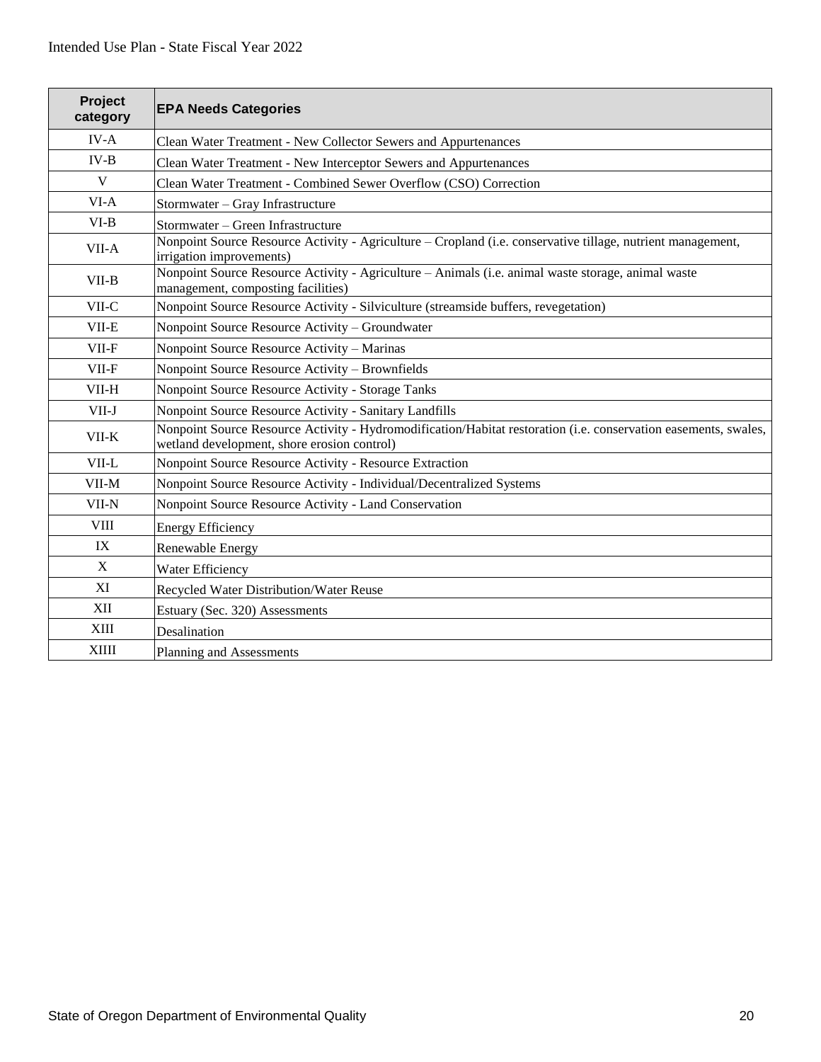| Project category | EPA Needs Categories |
|---|---|
| IV-A | Clean Water Treatment - New Collector Sewers and Appurtenances |
| IV-B | Clean Water Treatment - New Interceptor Sewers and Appurtenances |
| V | Clean Water Treatment - Combined Sewer Overflow (CSO) Correction |
| VI-A | Stormwater – Gray Infrastructure |
| VI-B | Stormwater – Green Infrastructure |
| VII-A | Nonpoint Source Resource Activity - Agriculture – Cropland (i.e. conservative tillage, nutrient management, irrigation improvements) |
| VII-B | Nonpoint Source Resource Activity - Agriculture – Animals (i.e. animal waste storage, animal waste management, composting facilities) |
| VII-C | Nonpoint Source Resource Activity - Silviculture (streamside buffers, revegetation) |
| VII-E | Nonpoint Source Resource Activity – Groundwater |
| VII-F | Nonpoint Source Resource Activity – Marinas |
| VII-F | Nonpoint Source Resource Activity – Brownfields |
| VII-H | Nonpoint Source Resource Activity - Storage Tanks |
| VII-J | Nonpoint Source Resource Activity - Sanitary Landfills |
| VII-K | Nonpoint Source Resource Activity - Hydromodification/Habitat restoration (i.e. conservation easements, swales, wetland development, shore erosion control) |
| VII-L | Nonpoint Source Resource Activity - Resource Extraction |
| VII-M | Nonpoint Source Resource Activity - Individual/Decentralized Systems |
| VII-N | Nonpoint Source Resource Activity - Land Conservation |
| VIII | Energy Efficiency |
| IX | Renewable Energy |
| X | Water Efficiency |
| XI | Recycled Water Distribution/Water Reuse |
| XII | Estuary (Sec. 320) Assessments |
| XIII | Desalination |
| XIIII | Planning and Assessments |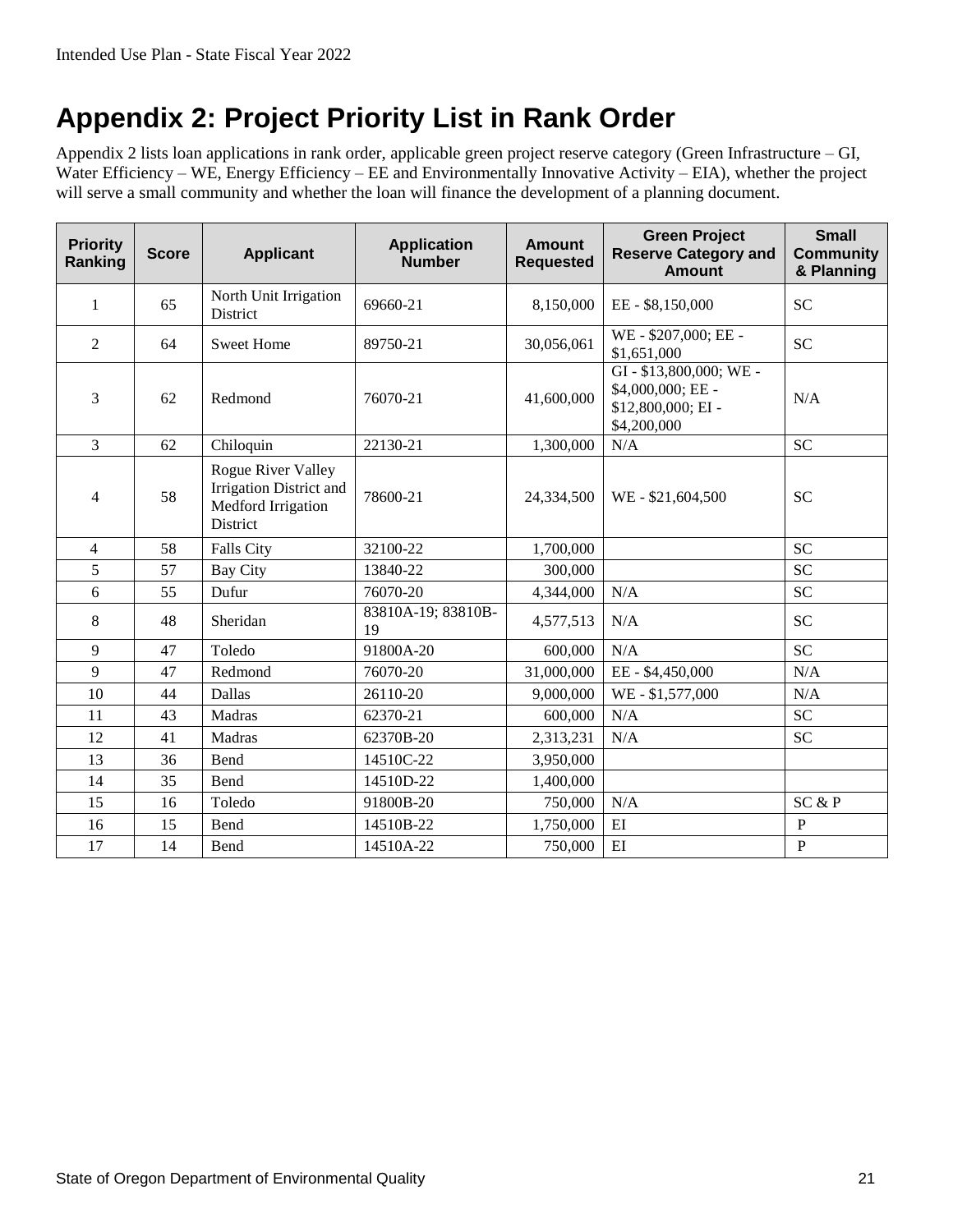# Appendix 2: Project Priority List in Rank Order

Appendix 2 lists loan applications in rank order, applicable green project reserve category (Green Infrastructure – GI, Water Efficiency – WE, Energy Efficiency – EE and Environmentally Innovative Activity – EIA), whether the project will serve a small community and whether the loan will finance the development of a planning document.

| Priority Ranking | Score | Applicant | Application Number | Amount Requested | Green Project Reserve Category and Amount | Small Community & Planning |
|---|---|---|---|---|---|---|
| 1 | 65 | North Unit Irrigation District | 69660-21 | 8,150,000 | EE - $8,150,000 | SC |
| 2 | 64 | Sweet Home | 89750-21 | 30,056,061 | WE - $207,000; EE - $1,651,000 | SC |
| 3 | 62 | Redmond | 76070-21 | 41,600,000 | GI - $13,800,000; WE - $4,000,000; EE - $12,800,000; EI - $4,200,000 | N/A |
| 3 | 62 | Chiloquin | 22130-21 | 1,300,000 | N/A | SC |
| 4 | 58 | Rogue River Valley Irrigation District and Medford Irrigation District | 78600-21 | 24,334,500 | WE - $21,604,500 | SC |
| 4 | 58 | Falls City | 32100-22 | 1,700,000 | | SC |
| 5 | 57 | Bay City | 13840-22 | 300,000 | | SC |
| 6 | 55 | Dufur | 76070-20 | 4,344,000 | N/A | SC |
| 8 | 48 | Sheridan | 83810A-19; 83810B-19 | 4,577,513 | N/A | SC |
| 9 | 47 | Toledo | 91800A-20 | 600,000 | N/A | SC |
| 9 | 47 | Redmond | 76070-20 | 31,000,000 | EE - $4,450,000 | N/A |
| 10 | 44 | Dallas | 26110-20 | 9,000,000 | WE - $1,577,000 | N/A |
| 11 | 43 | Madras | 62370-21 | 600,000 | N/A | SC |
| 12 | 41 | Madras | 62370B-20 | 2,313,231 | N/A | SC |
| 13 | 36 | Bend | 14510C-22 | 3,950,000 | | |
| 14 | 35 | Bend | 14510D-22 | 1,400,000 | | |
| 15 | 16 | Toledo | 91800B-20 | 750,000 | N/A | SC & P |
| 16 | 15 | Bend | 14510B-22 | 1,750,000 | EI | P |
| 17 | 14 | Bend | 14510A-22 | 750,000 | EI | P |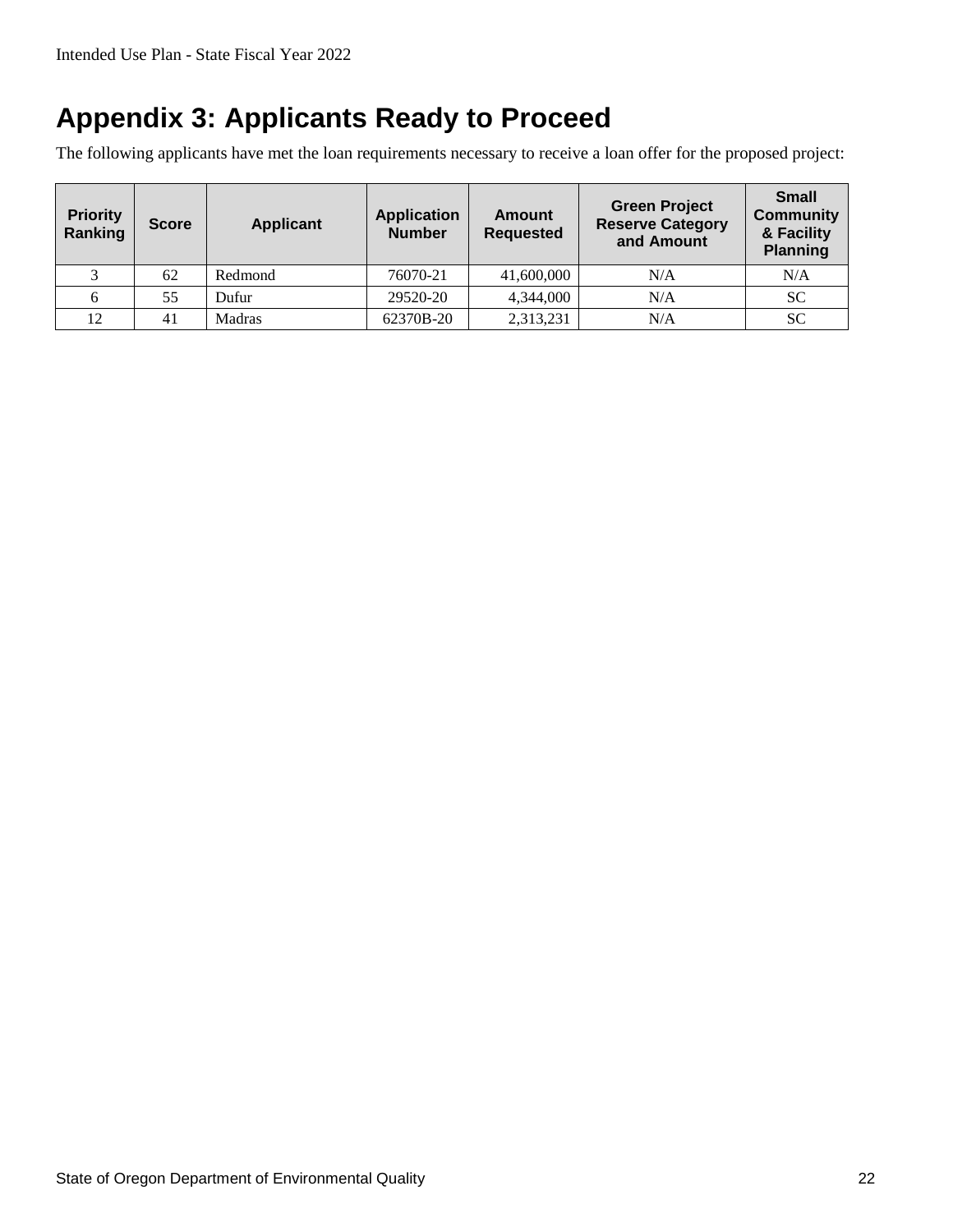# Appendix 3: Applicants Ready to Proceed

The following applicants have met the loan requirements necessary to receive a loan offer for the proposed project:

| Priority Ranking | Score | Applicant | Application Number | Amount Requested | Green Project Reserve Category and Amount | Small Community & Facility Planning |
|---|---|---|---|---|---|---|
| 3 | 62 | Redmond | 76070-21 | 41,600,000 | N/A | N/A |
| 6 | 55 | Dufur | 29520-20 | 4,344,000 | N/A | SC |
| 12 | 41 | Madras | 62370B-20 | 2,313,231 | N/A | SC |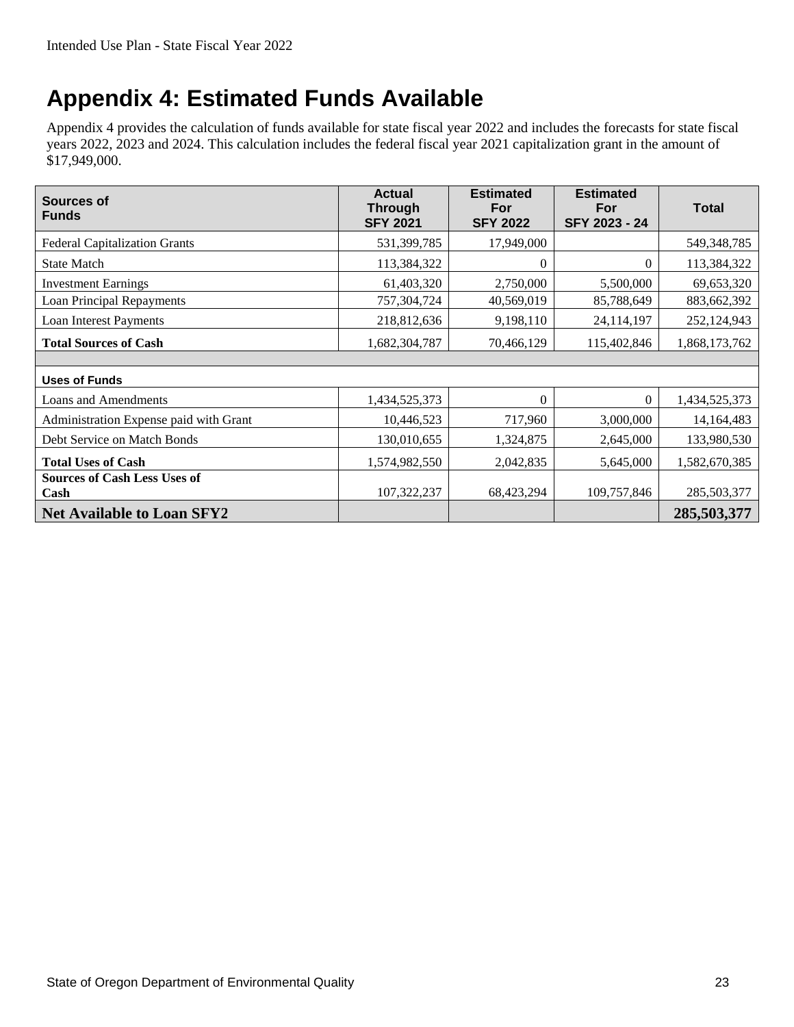# Appendix 4: Estimated Funds Available

Appendix 4 provides the calculation of funds available for state fiscal year 2022 and includes the forecasts for state fiscal years 2022, 2023 and 2024. This calculation includes the federal fiscal year 2021 capitalization grant in the amount of $17,949,000.

| Sources of Funds | Actual Through SFY 2021 | Estimated For SFY 2022 | Estimated For SFY 2023 - 24 | Total |
|---|---|---|---|---|
| Federal Capitalization Grants | 531,399,785 | 17,949,000 | | 549,348,785 |
| State Match | 113,384,322 | 0 | 0 | 113,384,322 |
| Investment Earnings | 61,403,320 | 2,750,000 | 5,500,000 | 69,653,320 |
| Loan Principal Repayments | 757,304,724 | 40,569,019 | 85,788,649 | 883,662,392 |
| Loan Interest Payments | 218,812,636 | 9,198,110 | 24,114,197 | 252,124,943 |
| **Total Sources of Cash** | 1,682,304,787 | 70,466,129 | 115,402,846 | 1,868,173,762 |
| | | | | |
| **Uses of Funds** | | | | |
| Loans and Amendments | 1,434,525,373 | 0 | 0 | 1,434,525,373 |
| Administration Expense paid with Grant | 10,446,523 | 717,960 | 3,000,000 | 14,164,483 |
| Debt Service on Match Bonds | 130,010,655 | 1,324,875 | 2,645,000 | 133,980,530 |
| **Total Uses of Cash** | 1,574,982,550 | 2,042,835 | 5,645,000 | 1,582,670,385 |
| **Sources of Cash Less Uses of Cash** | 107,322,237 | 68,423,294 | 109,757,846 | 285,503,377 |
| **Net Available to Loan SFY2** | | | | **285,503,377** |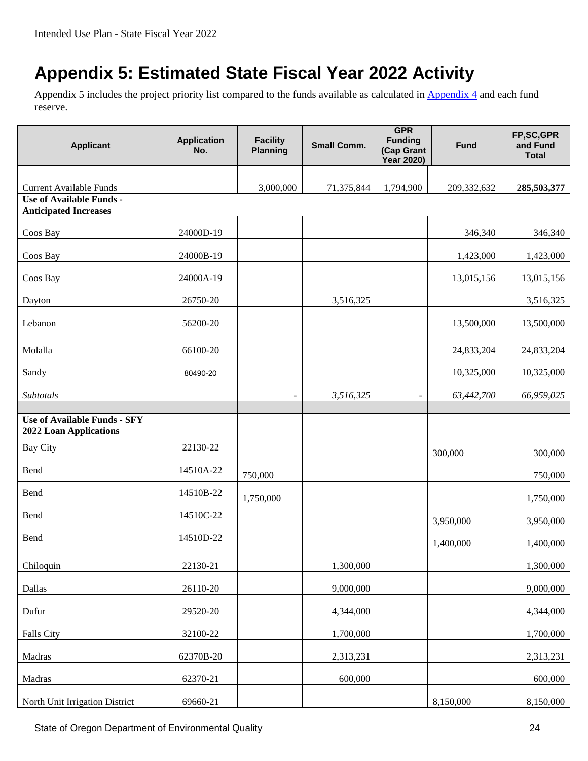# Appendix 5: Estimated State Fiscal Year 2022 Activity

Appendix 5 includes the project priority list compared to the funds available as calculated in [Appendix 4](#) and each fund reserve.

| Applicant | Application No. | Facility Planning | Small Comm. | GPR Funding (Cap Grant Year 2020) | Fund | FP,SC,GPR and Fund Total |
|---|---|---|---|---|---|---|
| Current Available Funds | | 3,000,000 | 71,375,844 | 1,794,900 | 209,332,632 | **285,503,377** |
| **Use of Available Funds - Anticipated Increases** | | | | | | |
| Coos Bay | 24000D-19 | | | | 346,340 | 346,340 |
| Coos Bay | 24000B-19 | | | | 1,423,000 | 1,423,000 |
| Coos Bay | 24000A-19 | | | | 13,015,156 | 13,015,156 |
| Dayton | 26750-20 | | 3,516,325 | | | 3,516,325 |
| Lebanon | 56200-20 | | | | 13,500,000 | 13,500,000 |
| Molalla | 66100-20 | | | | 24,833,204 | 24,833,204 |
| Sandy | 80490-20 | | | | 10,325,000 | 10,325,000 |
| *Subtotals* | | - | *3,516,325* | - | *63,442,700* | *66,959,025* |
| | | | | | | |
| **Use of Available Funds - SFY 2022 Loan Applications** | | | | | | |
| Bay City | 22130-22 | | | | 300,000 | 300,000 |
| Bend | 14510A-22 | 750,000 | | | | 750,000 |
| Bend | 14510B-22 | 1,750,000 | | | | 1,750,000 |
| Bend | 14510C-22 | | | | 3,950,000 | 3,950,000 |
| Bend | 14510D-22 | | | | 1,400,000 | 1,400,000 |
| Chiloquin | 22130-21 | | 1,300,000 | | | 1,300,000 |
| Dallas | 26110-20 | | 9,000,000 | | | 9,000,000 |
| Dufur | 29520-20 | | 4,344,000 | | | 4,344,000 |
| Falls City | 32100-22 | | 1,700,000 | | | 1,700,000 |
| Madras | 62370B-20 | | 2,313,231 | | | 2,313,231 |
| Madras | 62370-21 | | 600,000 | | | 600,000 |
| North Unit Irrigation District | 69660-21 | | | | 8,150,000 | 8,150,000 |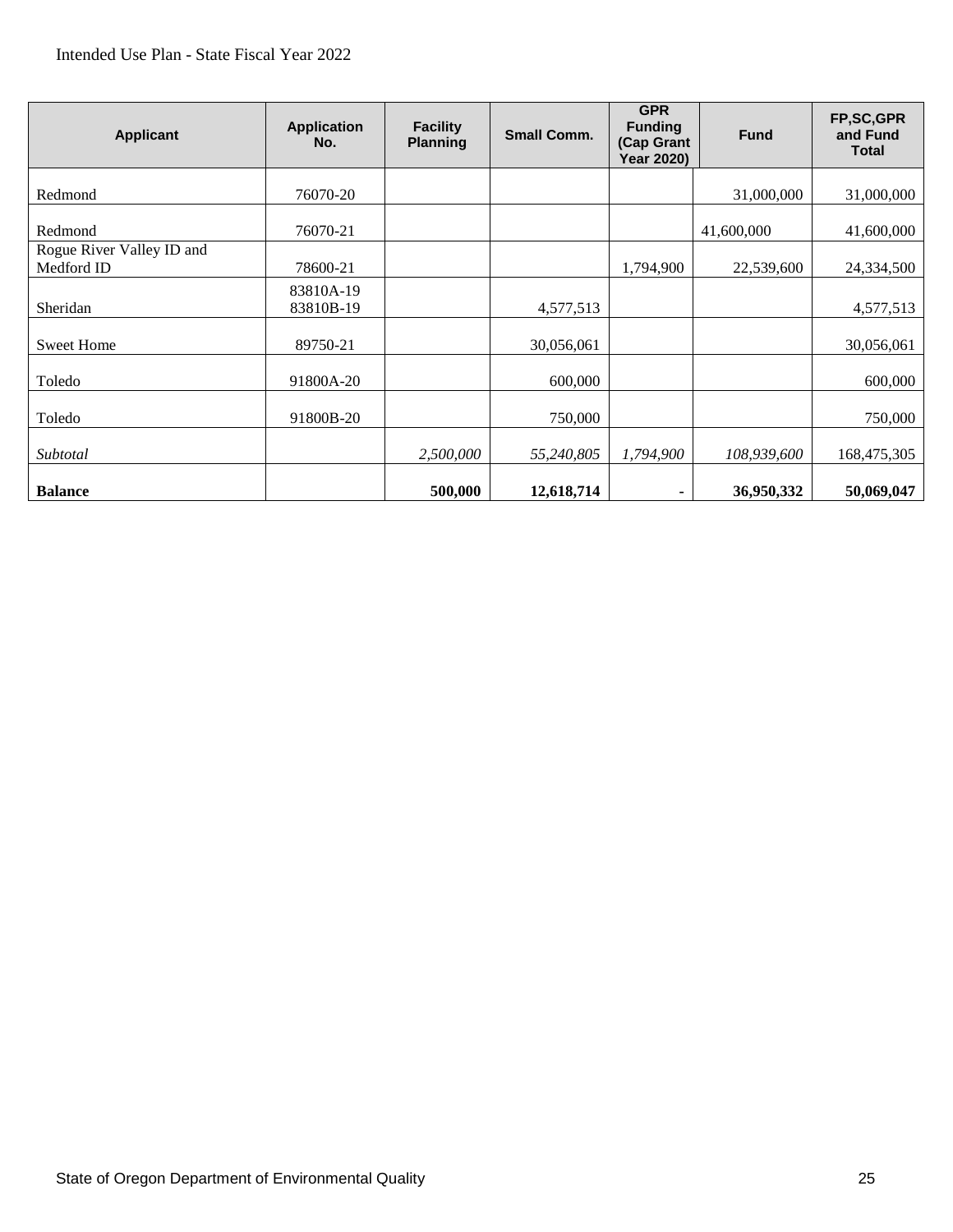| Applicant | Application No. | Facility Planning | Small Comm. | GPR Funding (Cap Grant Year 2020) | Fund | FP,SC,GPR and Fund Total |
|---|---|---|---|---|---|---|
| Redmond | 76070-20 | | | | 31,000,000 | 31,000,000 |
| Redmond | 76070-21 | | | | 41,600,000 | 41,600,000 |
| Rogue River Valley ID and Medford ID | 78600-21 | | | 1,794,900 | 22,539,600 | 24,334,500 |
| Sheridan | 83810A-19 83810B-19 | | 4,577,513 | | | 4,577,513 |
| Sweet Home | 89750-21 | | 30,056,061 | | | 30,056,061 |
| Toledo | 91800A-20 | | 600,000 | | | 600,000 |
| Toledo | 91800B-20 | | 750,000 | | | 750,000 |
| *Subtotal* | | *2,500,000* | *55,240,805* | *1,794,900* | *108,939,600* | 168,475,305 |
| **Balance** | | **500,000** | **12,618,714** | **-** | **36,950,332** | **50,069,047** |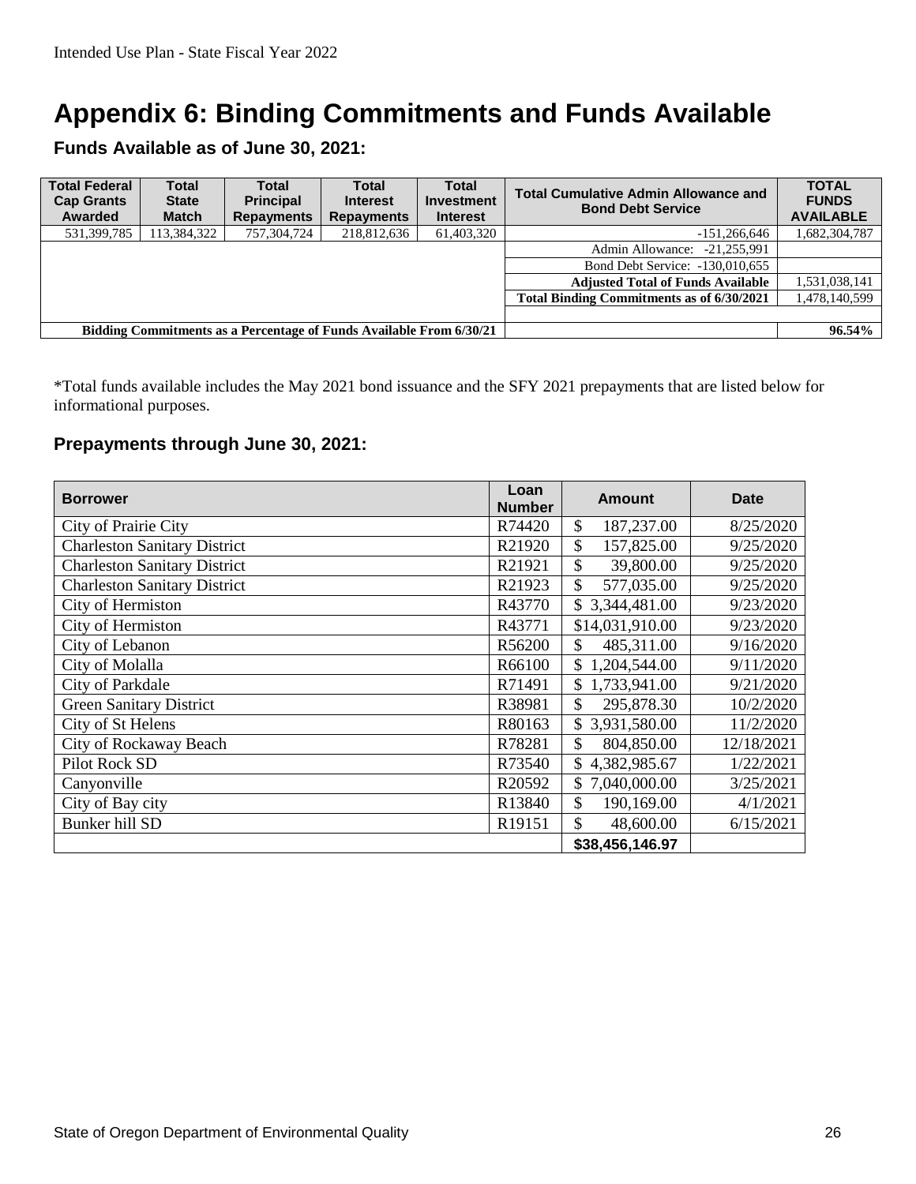# Appendix 6: Binding Commitments and Funds Available

### Funds Available as of June 30, 2021:

| Total Federal Cap Grants Awarded | Total State Match | Total Principal Repayments | Total Interest Repayments | Total Investment Interest | Total Cumulative Admin Allowance and Bond Debt Service | TOTAL FUNDS AVAILABLE |
|---|---|---|---|---|---|---|
| 531,399,785 | 113,384,322 | 757,304,724 | 218,812,636 | 61,403,320 | -151,266,646 | 1,682,304,787 |
| | | | | | Admin Allowance: -21,255,991 | |
| | | | | | Bond Debt Service: -130,010,655 | |
| | | | | | **Adjusted Total of Funds Available** | 1,531,038,141 |
| | | | | | **Total Binding Commitments as of 6/30/2021** | 1,478,140,599 |
| | | | | | | |
| **Bidding Commitments as a Percentage of Funds Available From 6/30/21** | | | | | | **96.54%** |

*Total funds available includes the May 2021 bond issuance and the SFY 2021 prepayments that are listed below for informational purposes.

### Prepayments through June 30, 2021:

| Borrower | Loan Number | Amount | Date |
|---|---|---|---|
| City of Prairie City | R74420 | $ 187,237.00 | 8/25/2020 |
| Charleston Sanitary District | R21920 | $ 157,825.00 | 9/25/2020 |
| Charleston Sanitary District | R21921 | $ 39,800.00 | 9/25/2020 |
| Charleston Sanitary District | R21923 | $ 577,035.00 | 9/25/2020 |
| City of Hermiston | R43770 | $ 3,344,481.00 | 9/23/2020 |
| City of Hermiston | R43771 | $14,031,910.00 | 9/23/2020 |
| City of Lebanon | R56200 | $ 485,311.00 | 9/16/2020 |
| City of Molalla | R66100 | $ 1,204,544.00 | 9/11/2020 |
| City of Parkdale | R71491 | $ 1,733,941.00 | 9/21/2020 |
| Green Sanitary District | R38981 | $ 295,878.30 | 10/2/2020 |
| City of St Helens | R80163 | $ 3,931,580.00 | 11/2/2020 |
| City of Rockaway Beach | R78281 | $ 804,850.00 | 12/18/2021 |
| Pilot Rock SD | R73540 | $ 4,382,985.67 | 1/22/2021 |
| Canyonville | R20592 | $ 7,040,000.00 | 3/25/2021 |
| City of Bay city | R13840 | $ 190,169.00 | 4/1/2021 |
| Bunker hill SD | R19151 | $ 48,600.00 | 6/15/2021 |
| | | **$38,456,146.97** | |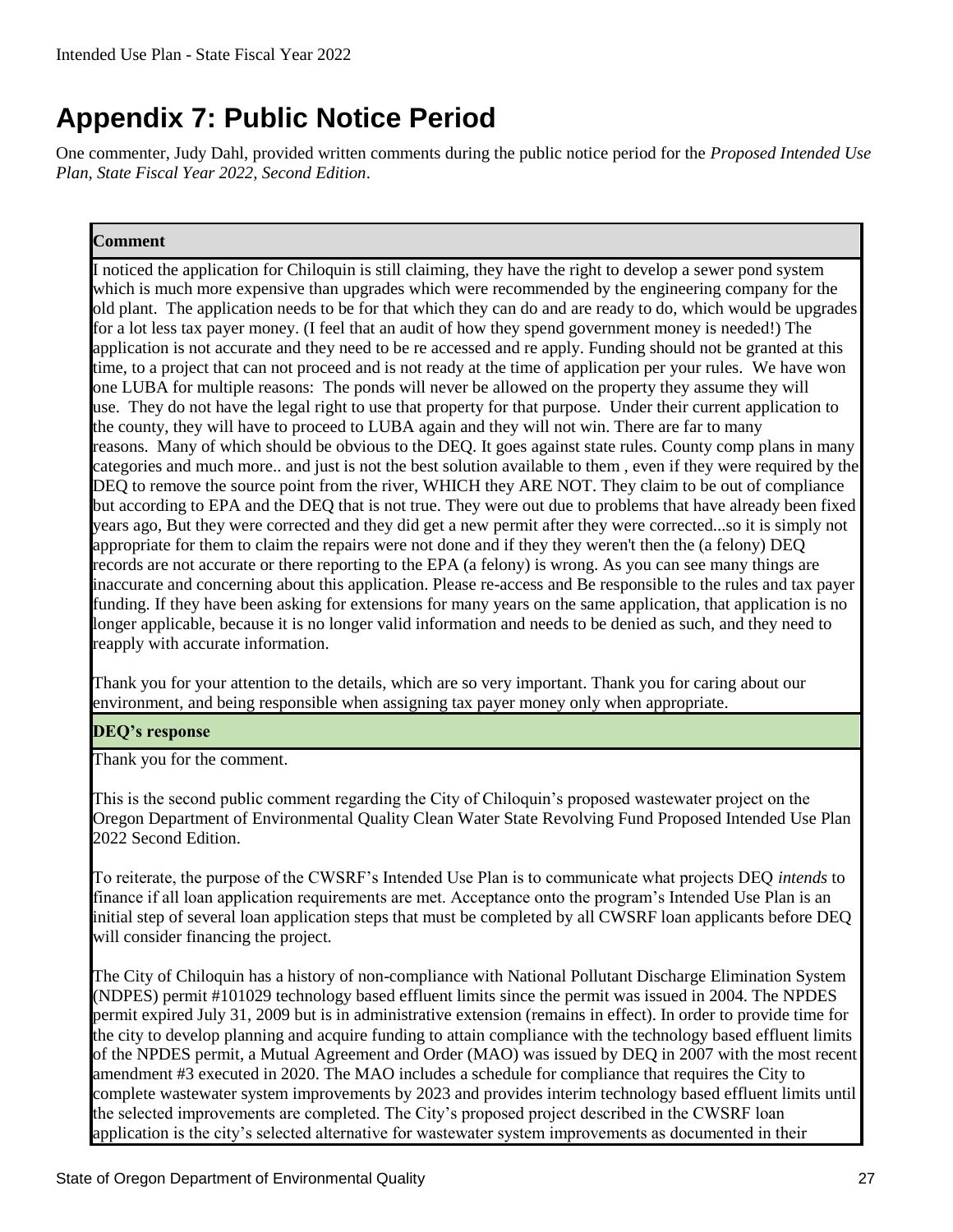# Appendix 7: Public Notice Period

One commenter, Judy Dahl, provided written comments during the public notice period for the *Proposed Intended Use Plan, State Fiscal Year 2022, Second Edition*.

| **Comment** |
| --- |
| I noticed the application for Chiloquin is still claiming, they have the right to develop a sewer pond system which is much more expensive than upgrades which were recommended by the engineering company for the old plant. The application needs to be for that which they can do and are ready to do, which would be upgrades for a lot less tax payer money. (I feel that an audit of how they spend government money is needed!) The application is not accurate and they need to be re accessed and re apply. Funding should not be granted at this time, to a project that can not proceed and is not ready at the time of application per your rules. We have won one LUBA for multiple reasons: The ponds will never be allowed on the property they assume they will use. They do not have the legal right to use that property for that purpose. Under their current application to the county, they will have to proceed to LUBA again and they will not win. There are far to many reasons. Many of which should be obvious to the DEQ. It goes against state rules. County comp plans in many categories and much more.. and just is not the best solution available to them , even if they were required by the DEQ to remove the source point from the river, WHICH they ARE NOT. They claim to be out of compliance but according to EPA and the DEQ that is not true. They were out due to problems that have already been fixed years ago, But they were corrected and they did get a new permit after they were corrected...so it is simply not appropriate for them to claim the repairs were not done and if they they weren't then the (a felony) DEQ records are not accurate or there reporting to the EPA (a felony) is wrong. As you can see many things are inaccurate and concerning about this application. Please re-access and Be responsible to the rules and tax payer funding. If they have been asking for extensions for many years on the same application, that application is no longer applicable, because it is no longer valid information and needs to be denied as such, and they need to reapply with accurate information.<br><br>Thank you for your attention to the details, which are so very important. Thank you for caring about our environment, and being responsible when assigning tax payer money only when appropriate. |
| **DEQ's response** |
| Thank you for the comment.<br><br>This is the second public comment regarding the City of Chiloquin's proposed wastewater project on the Oregon Department of Environmental Quality Clean Water State Revolving Fund Proposed Intended Use Plan 2022 Second Edition.<br><br>To reiterate, the purpose of the CWSRF's Intended Use Plan is to communicate what projects DEQ *intends* to finance if all loan application requirements are met. Acceptance onto the program's Intended Use Plan is an initial step of several loan application steps that must be completed by all CWSRF loan applicants before DEQ will consider financing the project.<br><br>The City of Chiloquin has a history of non-compliance with National Pollutant Discharge Elimination System (NDPES) permit #101029 technology based effluent limits since the permit was issued in 2004. The NPDES permit expired July 31, 2009 but is in administrative extension (remains in effect). In order to provide time for the city to develop planning and acquire funding to attain compliance with the technology based effluent limits of the NPDES permit, a Mutual Agreement and Order (MAO) was issued by DEQ in 2007 with the most recent amendment #3 executed in 2020. The MAO includes a schedule for compliance that requires the City to complete wastewater system improvements by 2023 and provides interim technology based effluent limits until the selected improvements are completed. The City's proposed project described in the CWSRF loan application is the city's selected alternative for wastewater system improvements as documented in their |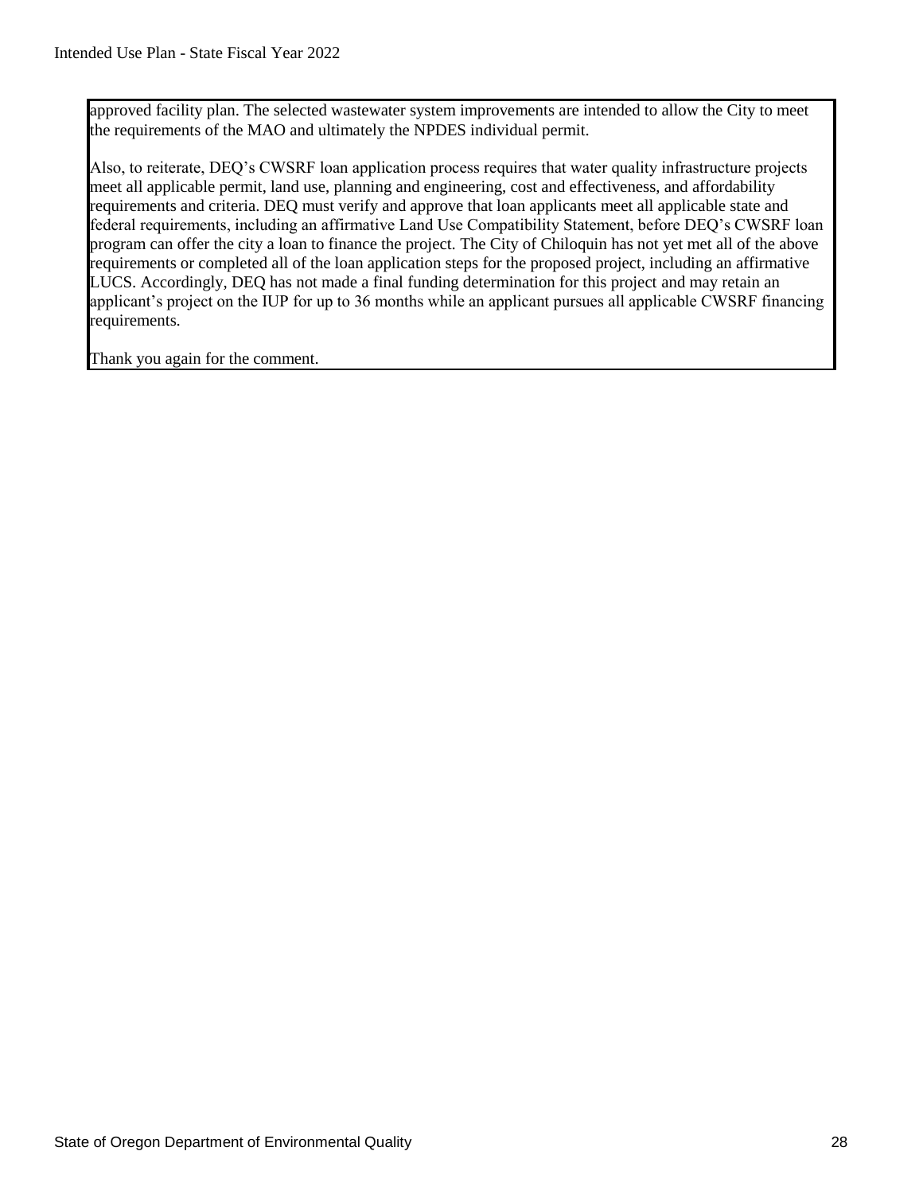approved facility plan. The selected wastewater system improvements are intended to allow the City to meet the requirements of the MAO and ultimately the NPDES individual permit.

Also, to reiterate, DEQ's CWSRF loan application process requires that water quality infrastructure projects meet all applicable permit, land use, planning and engineering, cost and effectiveness, and affordability requirements and criteria. DEQ must verify and approve that loan applicants meet all applicable state and federal requirements, including an affirmative Land Use Compatibility Statement, before DEQ's CWSRF loan program can offer the city a loan to finance the project. The City of Chiloquin has not yet met all of the above requirements or completed all of the loan application steps for the proposed project, including an affirmative LUCS. Accordingly, DEQ has not made a final funding determination for this project and may retain an applicant's project on the IUP for up to 36 months while an applicant pursues all applicable CWSRF financing requirements.

Thank you again for the comment.